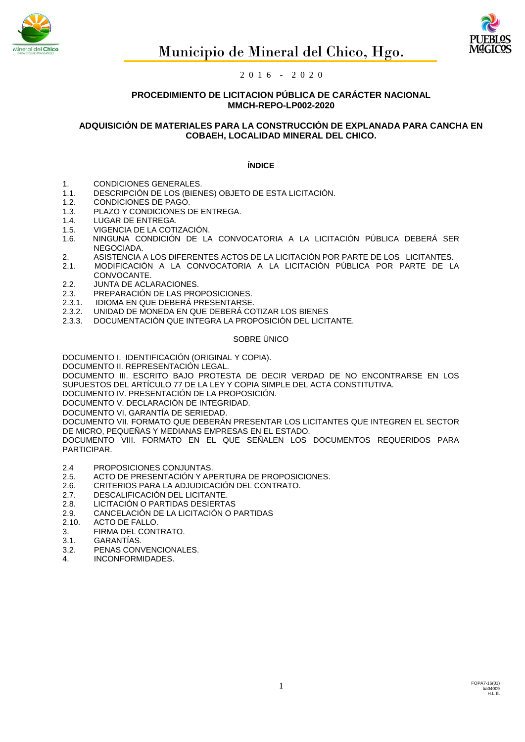# Municipio de Mineral del Chico, Hgo.

2 0 1 6 - 2 0 2 0

## PROCEDIMIENTO DE LICITACION PÚBLICA DE CARÁCTER NACIONAL MMCH-REPO-LP002-2020

## ADQUISICIÓN DE MATERIALES PARA LA CONSTRUCCIÓN DE EXPLANADA PARA CANCHA EN COBAEH, LOCALIDAD MINERAL DEL CHICO.

### ÍNDICE

1. CONDICIONES GENERALES.
1.1. DESCRIPCIÓN DE LOS (BIENES) OBJETO DE ESTA LICITACIÓN.
1.2. CONDICIONES DE PAGO.
1.3. PLAZO Y CONDICIONES DE ENTREGA.
1.4. LUGAR DE ENTREGA.
1.5. VIGENCIA DE LA COTIZACIÓN.
1.6. NINGUNA CONDICIÓN DE LA CONVOCATORIA A LA LICITACIÓN PÚBLICA DEBERÁ SER NEGOCIADA.
2. ASISTENCIA A LOS DIFERENTES ACTOS DE LA LICITACIÓN POR PARTE DE LOS LICITANTES.
2.1. MODIFICACIÓN A LA CONVOCATORIA A LA LICITACIÓN PÚBLICA POR PARTE DE LA CONVOCANTE.
2.2. JUNTA DE ACLARACIONES.
2.3. PREPARACIÓN DE LAS PROPOSICIONES.
2.3.1. IDIOMA EN QUE DEBERÁ PRESENTARSE.
2.3.2. UNIDAD DE MONEDA EN QUE DEBERÁ COTIZAR LOS BIENES
2.3.3. DOCUMENTACIÓN QUE INTEGRA LA PROPOSICIÓN DEL LICITANTE.

SOBRE ÚNICO

DOCUMENTO I. IDENTIFICACIÓN (ORIGINAL Y COPIA).
DOCUMENTO II. REPRESENTACIÓN LEGAL.
DOCUMENTO III. ESCRITO BAJO PROTESTA DE DECIR VERDAD DE NO ENCONTRARSE EN LOS SUPUESTOS DEL ARTÍCULO 77 DE LA LEY Y COPIA SIMPLE DEL ACTA CONSTITUTIVA.
DOCUMENTO IV. PRESENTACIÓN DE LA PROPOSICIÓN.
DOCUMENTO V. DECLARACIÓN DE INTEGRIDAD.
DOCUMENTO VI. GARANTÍA DE SERIEDAD.
DOCUMENTO VII. FORMATO QUE DEBERÁN PRESENTAR LOS LICITANTES QUE INTEGREN EL SECTOR DE MICRO, PEQUEÑAS Y MEDIANAS EMPRESAS EN EL ESTADO.
DOCUMENTO VIII. FORMATO EN EL QUE SEÑALEN LOS DOCUMENTOS REQUERIDOS PARA PARTICIPAR.

2.4 PROPOSICIONES CONJUNTAS.
2.5. ACTO DE PRESENTACIÓN Y APERTURA DE PROPOSICIONES.
2.6. CRITERIOS PARA LA ADJUDICACIÓN DEL CONTRATO.
2.7. DESCALIFICACIÓN DEL LICITANTE.
2.8. LICITACIÓN O PARTIDAS DESIERTAS
2.9. CANCELACIÓN DE LA LICITACIÓN O PARTIDAS
2.10. ACTO DE FALLO.
3. FIRMA DEL CONTRATO.
3.1. GARANTÍAS.
3.2. PENAS CONVENCIONALES.
4. INCONFORMIDADES.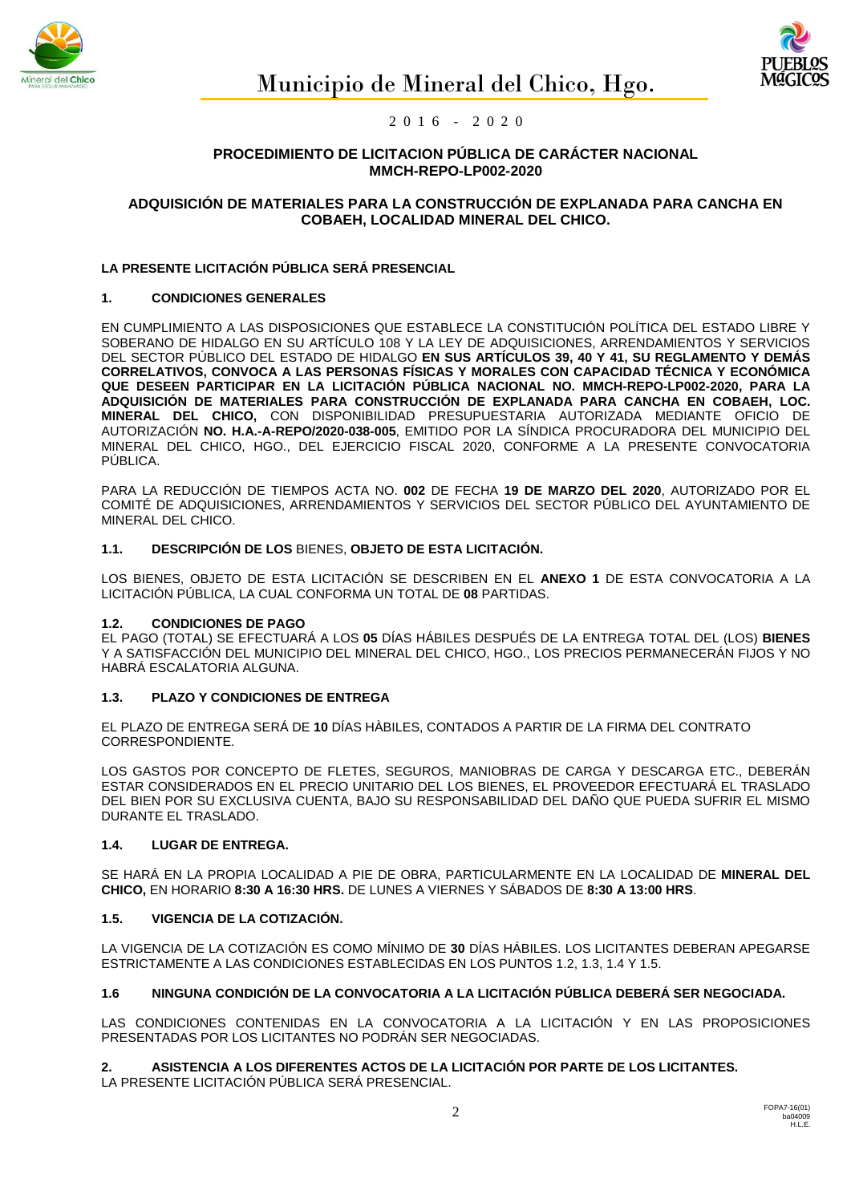# PROCEDIMIENTO DE LICITACION PÚBLICA DE CARÁCTER NACIONAL MMCH-REPO-LP002-2020

## ADQUISICIÓN DE MATERIALES PARA LA CONSTRUCCIÓN DE EXPLANADA PARA CANCHA EN COBAEH, LOCALIDAD MINERAL DEL CHICO.

**LA PRESENTE LICITACIÓN PÚBLICA SERÁ PRESENCIAL**

### 1. CONDICIONES GENERALES

EN CUMPLIMIENTO A LAS DISPOSICIONES QUE ESTABLECE LA CONSTITUCIÓN POLÍTICA DEL ESTADO LIBRE Y SOBERANO DE HIDALGO EN SU ARTÍCULO 108 Y LA LEY DE ADQUISICIONES, ARRENDAMIENTOS Y SERVICIOS DEL SECTOR PÚBLICO DEL ESTADO DE HIDALGO **EN SUS ARTÍCULOS 39, 40 Y 41, SU REGLAMENTO Y DEMÁS CORRELATIVOS, CONVOCA A LAS PERSONAS FÍSICAS Y MORALES CON CAPACIDAD TÉCNICA Y ECONÓMICA QUE DESEEN PARTICIPAR EN LA LICITACIÓN PÚBLICA NACIONAL NO. MMCH-REPO-LP002-2020, PARA LA ADQUISICIÓN DE MATERIALES PARA CONSTRUCCIÓN DE EXPLANADA PARA CANCHA EN COBAEH, LOC. MINERAL DEL CHICO,** CON DISPONIBILIDAD PRESUPUESTARIA AUTORIZADA MEDIANTE OFICIO DE AUTORIZACIÓN **NO. H.A.-A-REPO/2020-038-005**, EMITIDO POR LA SÍNDICA PROCURADORA DEL MUNICIPIO DEL MINERAL DEL CHICO, HGO., DEL EJERCICIO FISCAL 2020, CONFORME A LA PRESENTE CONVOCATORIA PÚBLICA.

PARA LA REDUCCIÓN DE TIEMPOS ACTA NO. **002** DE FECHA **19 DE MARZO DEL 2020**, AUTORIZADO POR EL COMITÉ DE ADQUISICIONES, ARRENDAMIENTOS Y SERVICIOS DEL SECTOR PÚBLICO DEL AYUNTAMIENTO DE MINERAL DEL CHICO.

### 1.1. DESCRIPCIÓN DE LOS BIENES, OBJETO DE ESTA LICITACIÓN.

LOS BIENES, OBJETO DE ESTA LICITACIÓN SE DESCRIBEN EN EL **ANEXO 1** DE ESTA CONVOCATORIA A LA LICITACIÓN PÚBLICA, LA CUAL CONFORMA UN TOTAL DE **08** PARTIDAS.

### 1.2. CONDICIONES DE PAGO

EL PAGO (TOTAL) SE EFECTUARÁ A LOS **05** DÍAS HÁBILES DESPUÉS DE LA ENTREGA TOTAL DEL (LOS) **BIENES** Y A SATISFACCIÓN DEL MUNICIPIO DEL MINERAL DEL CHICO, HGO., LOS PRECIOS PERMANECERÁN FIJOS Y NO HABRÁ ESCALATORIA ALGUNA.

### 1.3. PLAZO Y CONDICIONES DE ENTREGA

EL PLAZO DE ENTREGA SERÁ DE **10** DÍAS HÀBILES, CONTADOS A PARTIR DE LA FIRMA DEL CONTRATO CORRESPONDIENTE.

LOS GASTOS POR CONCEPTO DE FLETES, SEGUROS, MANIOBRAS DE CARGA Y DESCARGA ETC., DEBERÁN ESTAR CONSIDERADOS EN EL PRECIO UNITARIO DEL LOS BIENES, EL PROVEEDOR EFECTUARÁ EL TRASLADO DEL BIEN POR SU EXCLUSIVA CUENTA, BAJO SU RESPONSABILIDAD DEL DAÑO QUE PUEDA SUFRIR EL MISMO DURANTE EL TRASLADO.

### 1.4. LUGAR DE ENTREGA.

SE HARÁ EN LA PROPIA LOCALIDAD A PIE DE OBRA, PARTICULARMENTE EN LA LOCALIDAD DE **MINERAL DEL CHICO,** EN HORARIO **8:30 A 16:30 HRS.** DE LUNES A VIERNES Y SÁBADOS DE **8:30 A 13:00 HRS**.

### 1.5. VIGENCIA DE LA COTIZACIÓN.

LA VIGENCIA DE LA COTIZACIÓN ES COMO MÍNIMO DE **30** DÍAS HÁBILES. LOS LICITANTES DEBERAN APEGARSE ESTRICTAMENTE A LAS CONDICIONES ESTABLECIDAS EN LOS PUNTOS 1.2, 1.3, 1.4 Y 1.5.

### 1.6 NINGUNA CONDICIÓN DE LA CONVOCATORIA A LA LICITACIÓN PÚBLICA DEBERÁ SER NEGOCIADA.

LAS CONDICIONES CONTENIDAS EN LA CONVOCATORIA A LA LICITACIÓN Y EN LAS PROPOSICIONES PRESENTADAS POR LOS LICITANTES NO PODRÁN SER NEGOCIADAS.

### 2. ASISTENCIA A LOS DIFERENTES ACTOS DE LA LICITACIÓN POR PARTE DE LOS LICITANTES.

LA PRESENTE LICITACIÓN PÚBLICA SERÁ PRESENCIAL.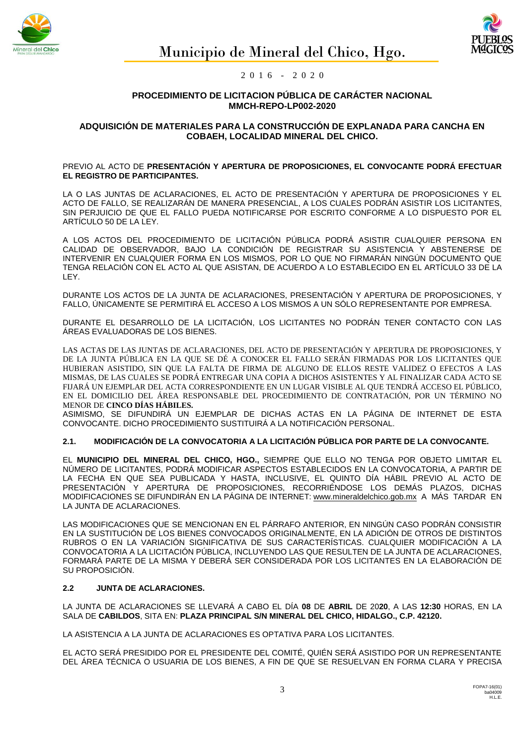**PROCEDIMIENTO DE LICITACION PÚBLICA DE CARÁCTER NACIONAL**
**MMCH-REPO-LP002-2020**

**ADQUISICIÓN DE MATERIALES PARA LA CONSTRUCCIÓN DE EXPLANADA PARA CANCHA EN COBAEH, LOCALIDAD MINERAL DEL CHICO.**

PREVIO AL ACTO DE **PRESENTACIÓN Y APERTURA DE PROPOSICIONES, EL CONVOCANTE PODRÁ EFECTUAR EL REGISTRO DE PARTICIPANTES.**

LA O LAS JUNTAS DE ACLARACIONES, EL ACTO DE PRESENTACIÓN Y APERTURA DE PROPOSICIONES Y EL ACTO DE FALLO, SE REALIZARÁN DE MANERA PRESENCIAL, A LOS CUALES PODRÁN ASISTIR LOS LICITANTES, SIN PERJUICIO DE QUE EL FALLO PUEDA NOTIFICARSE POR ESCRITO CONFORME A LO DISPUESTO POR EL ARTÍCULO 50 DE LA LEY.

A LOS ACTOS DEL PROCEDIMIENTO DE LICITACIÓN PÚBLICA PODRÁ ASISTIR CUALQUIER PERSONA EN CALIDAD DE OBSERVADOR, BAJO LA CONDICIÓN DE REGISTRAR SU ASISTENCIA Y ABSTENERSE DE INTERVENIR EN CUALQUIER FORMA EN LOS MISMOS, POR LO QUE NO FIRMARÁN NINGÚN DOCUMENTO QUE TENGA RELACIÓN CON EL ACTO AL QUE ASISTAN, DE ACUERDO A LO ESTABLECIDO EN EL ARTÍCULO 33 DE LA LEY.

DURANTE LOS ACTOS DE LA JUNTA DE ACLARACIONES, PRESENTACIÓN Y APERTURA DE PROPOSICIONES, Y FALLO, ÚNICAMENTE SE PERMITIRÁ EL ACCESO A LOS MISMOS A UN SÓLO REPRESENTANTE POR EMPRESA.

DURANTE EL DESARROLLO DE LA LICITACIÓN, LOS LICITANTES NO PODRÁN TENER CONTACTO CON LAS ÁREAS EVALUADORAS DE LOS BIENES.

LAS ACTAS DE LAS JUNTAS DE ACLARACIONES, DEL ACTO DE PRESENTACIÓN Y APERTURA DE PROPOSICIONES, Y DE LA JUNTA PÚBLICA EN LA QUE SE DÉ A CONOCER EL FALLO SERÁN FIRMADAS POR LOS LICITANTES QUE HUBIERAN ASISTIDO, SIN QUE LA FALTA DE FIRMA DE ALGUNO DE ELLOS RESTE VALIDEZ O EFECTOS A LAS MISMAS, DE LAS CUALES SE PODRÁ ENTREGAR UNA COPIA A DICHOS ASISTENTES Y AL FINALIZAR CADA ACTO SE FIJARÁ UN EJEMPLAR DEL ACTA CORRESPONDIENTE EN UN LUGAR VISIBLE AL QUE TENDRÁ ACCESO EL PÚBLICO, EN EL DOMICILIO DEL ÁREA RESPONSABLE DEL PROCEDIMIENTO DE CONTRATACIÓN, POR UN TÉRMINO NO MENOR DE **CINCO DÍAS HÁBILES.**
ASIMISMO, SE DIFUNDIRÁ UN EJEMPLAR DE DICHAS ACTAS EN LA PÁGINA DE INTERNET DE ESTA CONVOCANTE. DICHO PROCEDIMIENTO SUSTITUIRÁ A LA NOTIFICACIÓN PERSONAL.

### 2.1. MODIFICACIÓN DE LA CONVOCATORIA A LA LICITACIÓN PÚBLICA POR PARTE DE LA CONVOCANTE.

EL **MUNICIPIO DEL MINERAL DEL CHICO, HGO.,** SIEMPRE QUE ELLO NO TENGA POR OBJETO LIMITAR EL NÚMERO DE LICITANTES, PODRÁ MODIFICAR ASPECTOS ESTABLECIDOS EN LA CONVOCATORIA, A PARTIR DE LA FECHA EN QUE SEA PUBLICADA Y HASTA, INCLUSIVE, EL QUINTO DÍA HÁBIL PREVIO AL ACTO DE PRESENTACIÓN Y APERTURA DE PROPOSICIONES, RECORRIÉNDOSE LOS DEMÁS PLAZOS, DICHAS MODIFICACIONES SE DIFUNDIRÁN EN LA PÁGINA DE INTERNET: www.mineraldelchico.gob.mx A MÁS TARDAR EN LA JUNTA DE ACLARACIONES.

LAS MODIFICACIONES QUE SE MENCIONAN EN EL PÁRRAFO ANTERIOR, EN NINGÚN CASO PODRÁN CONSISTIR EN LA SUSTITUCIÓN DE LOS BIENES CONVOCADOS ORIGINALMENTE, EN LA ADICIÓN DE OTROS DE DISTINTOS RUBROS O EN LA VARIACIÓN SIGNIFICATIVA DE SUS CARACTERÍSTICAS. CUALQUIER MODIFICACIÓN A LA CONVOCATORIA A LA LICITACIÓN PÚBLICA, INCLUYENDO LAS QUE RESULTEN DE LA JUNTA DE ACLARACIONES, FORMARÁ PARTE DE LA MISMA Y DEBERÁ SER CONSIDERADA POR LOS LICITANTES EN LA ELABORACIÓN DE SU PROPOSICIÓN.

### 2.2 JUNTA DE ACLARACIONES.

LA JUNTA DE ACLARACIONES SE LLEVARÁ A CABO EL DÍA **08** DE **ABRIL** DE 20**20**, A LAS **12:30** HORAS, EN LA SALA DE **CABILDOS**, SITA EN: **PLAZA PRINCIPAL S/N MINERAL DEL CHICO, HIDALGO., C.P. 42120.**

LA ASISTENCIA A LA JUNTA DE ACLARACIONES ES OPTATIVA PARA LOS LICITANTES.

EL ACTO SERÁ PRESIDIDO POR EL PRESIDENTE DEL COMITÉ, QUIÉN SERÁ ASISTIDO POR UN REPRESENTANTE DEL ÁREA TÉCNICA O USUARIA DE LOS BIENES, A FIN DE QUE SE RESUELVAN EN FORMA CLARA Y PRECISA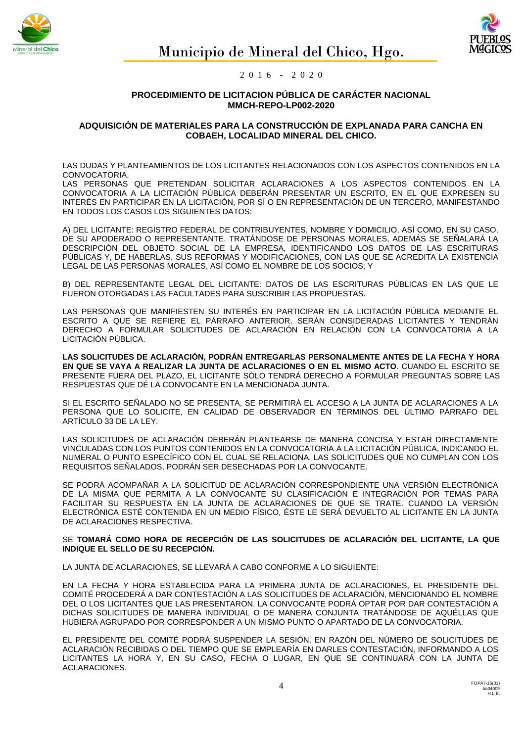**PROCEDIMIENTO DE LICITACION PÚBLICA DE CARÁCTER NACIONAL**
**MMCH-REPO-LP002-2020**

**ADQUISICIÓN DE MATERIALES PARA LA CONSTRUCCIÓN DE EXPLANADA PARA CANCHA EN COBAEH, LOCALIDAD MINERAL DEL CHICO.**

LAS DUDAS Y PLANTEAMIENTOS DE LOS LICITANTES RELACIONADOS CON LOS ASPECTOS CONTENIDOS EN LA CONVOCATORIA.
LAS PERSONAS QUE PRETENDAN SOLICITAR ACLARACIONES A LOS ASPECTOS CONTENIDOS EN LA CONVOCATORIA A LA LICITACIÓN PÚBLICA DEBERÁN PRESENTAR UN ESCRITO, EN EL QUE EXPRESEN SU INTERÉS EN PARTICIPAR EN LA LICITACIÓN, POR SÍ O EN REPRESENTACIÓN DE UN TERCERO, MANIFESTANDO EN TODOS LOS CASOS LOS SIGUIENTES DATOS:

A) DEL LICITANTE: REGISTRO FEDERAL DE CONTRIBUYENTES, NOMBRE Y DOMICILIO, ASÍ COMO, EN SU CASO, DE SU APODERADO O REPRESENTANTE. TRATÁNDOSE DE PERSONAS MORALES, ADEMÁS SE SEÑALARÁ LA DESCRIPCIÓN DEL OBJETO SOCIAL DE LA EMPRESA, IDENTIFICANDO LOS DATOS DE LAS ESCRITURAS PÚBLICAS Y, DE HABERLAS, SUS REFORMAS Y MODIFICACIONES, CON LAS QUE SE ACREDITA LA EXISTENCIA LEGAL DE LAS PERSONAS MORALES, ASÍ COMO EL NOMBRE DE LOS SOCIOS; Y

B) DEL REPRESENTANTE LEGAL DEL LICITANTE: DATOS DE LAS ESCRITURAS PÚBLICAS EN LAS QUE LE FUERON OTORGADAS LAS FACULTADES PARA SUSCRIBIR LAS PROPUESTAS.

LAS PERSONAS QUE MANIFIESTEN SU INTERÉS EN PARTICIPAR EN LA LICITACIÓN PÚBLICA MEDIANTE EL ESCRITO A QUE SE REFIERE EL PÁRRAFO ANTERIOR, SERÁN CONSIDERADAS LICITANTES Y TENDRÁN DERECHO A FORMULAR SOLICITUDES DE ACLARACIÓN EN RELACIÓN CON LA CONVOCATORIA A LA LICITACIÓN PÚBLICA.

**LAS SOLICITUDES DE ACLARACIÓN, PODRÁN ENTREGARLAS PERSONALMENTE ANTES DE LA FECHA Y HORA EN QUE SE VAYA A REALIZAR LA JUNTA DE ACLARACIONES O EN EL MISMO ACTO**. CUANDO EL ESCRITO SE PRESENTE FUERA DEL PLAZO, EL LICITANTE SÓLO TENDRÁ DERECHO A FORMULAR PREGUNTAS SOBRE LAS RESPUESTAS QUE DÉ LA CONVOCANTE EN LA MENCIONADA JUNTA.

SI EL ESCRITO SEÑALADO NO SE PRESENTA, SE PERMITIRÁ EL ACCESO A LA JUNTA DE ACLARACIONES A LA PERSONA QUE LO SOLICITE, EN CALIDAD DE OBSERVADOR EN TÉRMINOS DEL ÚLTIMO PÁRRAFO DEL ARTÍCULO 33 DE LA LEY.

LAS SOLICITUDES DE ACLARACIÓN DEBERÁN PLANTEARSE DE MANERA CONCISA Y ESTAR DIRECTAMENTE VINCULADAS CON LOS PUNTOS CONTENIDOS EN LA CONVOCATORIA A LA LICITACIÓN PÚBLICA, INDICANDO EL NUMERAL O PUNTO ESPECÍFICO CON EL CUAL SE RELACIONA. LAS SOLICITUDES QUE NO CUMPLAN CON LOS REQUISITOS SEÑALADOS, PODRÁN SER DESECHADAS POR LA CONVOCANTE.

SE PODRÁ ACOMPAÑAR A LA SOLICITUD DE ACLARACIÓN CORRESPONDIENTE UNA VERSIÓN ELECTRÓNICA DE LA MISMA QUE PERMITA A LA CONVOCANTE SU CLASIFICACIÓN E INTEGRACIÓN POR TEMAS PARA FACILITAR SU RESPUESTA EN LA JUNTA DE ACLARACIONES DE QUE SE TRATE. CUANDO LA VERSIÓN ELECTRÓNICA ESTÉ CONTENIDA EN UN MEDIO FÍSICO, ÉSTE LE SERÁ DEVUELTO AL LICITANTE EN LA JUNTA DE ACLARACIONES RESPECTIVA.

SE **TOMARÁ COMO HORA DE RECEPCIÓN DE LAS SOLICITUDES DE ACLARACIÓN DEL LICITANTE, LA QUE INDIQUE EL SELLO DE SU RECEPCIÓN.**

LA JUNTA DE ACLARACIONES, SE LLEVARÁ A CABO CONFORME A LO SIGUIENTE:

EN LA FECHA Y HORA ESTABLECIDA PARA LA PRIMERA JUNTA DE ACLARACIONES, EL PRESIDENTE DEL COMITÉ PROCEDERÁ A DAR CONTESTACIÓN A LAS SOLICITUDES DE ACLARACIÓN, MENCIONANDO EL NOMBRE DEL O LOS LICITANTES QUE LAS PRESENTARON. LA CONVOCANTE PODRÁ OPTAR POR DAR CONTESTACIÓN A DICHAS SOLICITUDES DE MANERA INDIVIDUAL O DE MANERA CONJUNTA TRATÁNDOSE DE AQUÉLLAS QUE HUBIERA AGRUPADO POR CORRESPONDER A UN MISMO PUNTO O APARTADO DE LA CONVOCATORIA.

EL PRESIDENTE DEL COMITÉ PODRÁ SUSPENDER LA SESIÓN, EN RAZÓN DEL NÚMERO DE SOLICITUDES DE ACLARACIÓN RECIBIDAS O DEL TIEMPO QUE SE EMPLEARÍA EN DARLES CONTESTACIÓN, INFORMANDO A LOS LICITANTES LA HORA Y, EN SU CASO, FECHA O LUGAR, EN QUE SE CONTINUARÁ CON LA JUNTA DE ACLARACIONES.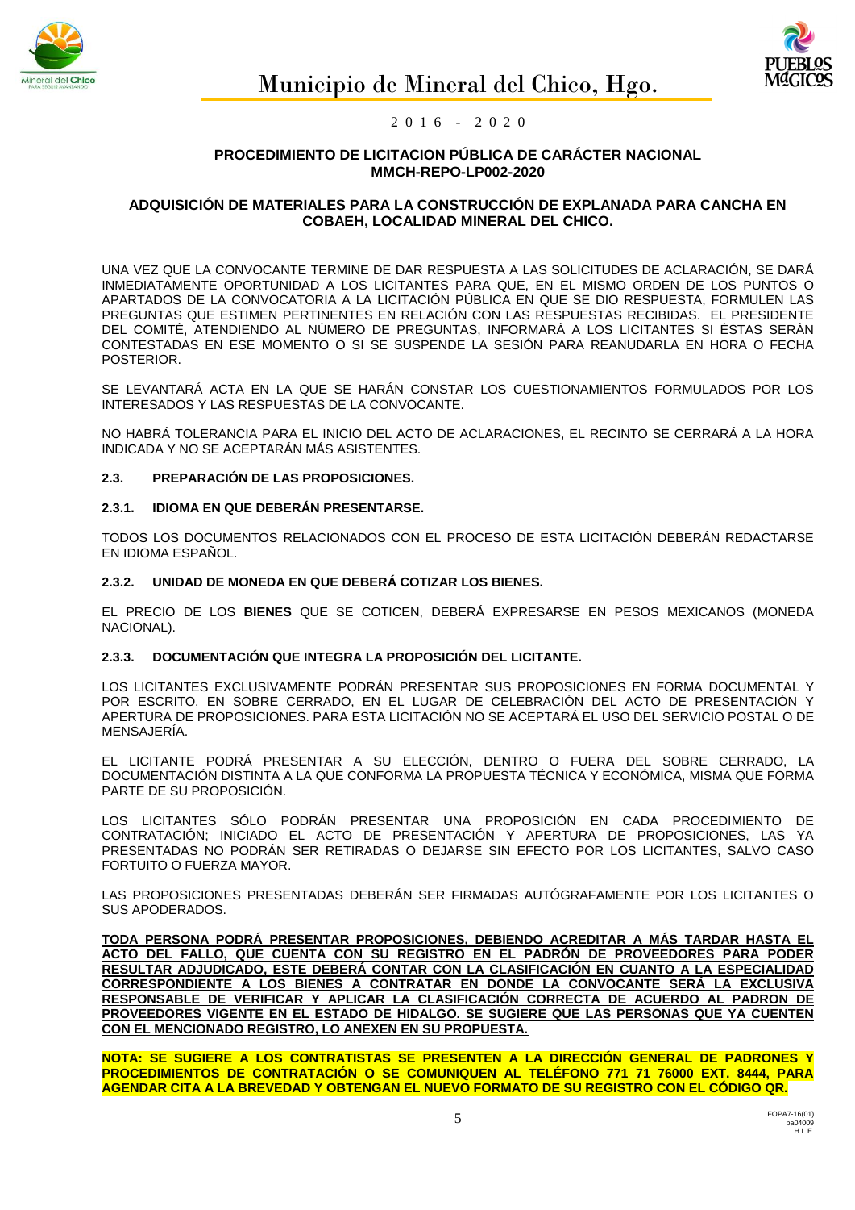**PROCEDIMIENTO DE LICITACION PÚBLICA DE CARÁCTER NACIONAL**
**MMCH-REPO-LP002-2020**

**ADQUISICIÓN DE MATERIALES PARA LA CONSTRUCCIÓN DE EXPLANADA PARA CANCHA EN COBAEH, LOCALIDAD MINERAL DEL CHICO.**

UNA VEZ QUE LA CONVOCANTE TERMINE DE DAR RESPUESTA A LAS SOLICITUDES DE ACLARACIÓN, SE DARÁ INMEDIATAMENTE OPORTUNIDAD A LOS LICITANTES PARA QUE, EN EL MISMO ORDEN DE LOS PUNTOS O APARTADOS DE LA CONVOCATORIA A LA LICITACIÓN PÚBLICA EN QUE SE DIO RESPUESTA, FORMULEN LAS PREGUNTAS QUE ESTIMEN PERTINENTES EN RELACIÓN CON LAS RESPUESTAS RECIBIDAS. EL PRESIDENTE DEL COMITÉ, ATENDIENDO AL NÚMERO DE PREGUNTAS, INFORMARÁ A LOS LICITANTES SI ÉSTAS SERÁN CONTESTADAS EN ESE MOMENTO O SI SE SUSPENDE LA SESIÓN PARA REANUDARLA EN HORA O FECHA POSTERIOR.

SE LEVANTARÁ ACTA EN LA QUE SE HARÁN CONSTAR LOS CUESTIONAMIENTOS FORMULADOS POR LOS INTERESADOS Y LAS RESPUESTAS DE LA CONVOCANTE.

NO HABRÁ TOLERANCIA PARA EL INICIO DEL ACTO DE ACLARACIONES, EL RECINTO SE CERRARÁ A LA HORA INDICADA Y NO SE ACEPTARÁN MÁS ASISTENTES.

### 2.3. PREPARACIÓN DE LAS PROPOSICIONES.

#### 2.3.1. IDIOMA EN QUE DEBERÁN PRESENTARSE.

TODOS LOS DOCUMENTOS RELACIONADOS CON EL PROCESO DE ESTA LICITACIÓN DEBERÁN REDACTARSE EN IDIOMA ESPAÑOL.

#### 2.3.2. UNIDAD DE MONEDA EN QUE DEBERÁ COTIZAR LOS BIENES.

EL PRECIO DE LOS **BIENES** QUE SE COTICEN, DEBERÁ EXPRESARSE EN PESOS MEXICANOS (MONEDA NACIONAL).

#### 2.3.3. DOCUMENTACIÓN QUE INTEGRA LA PROPOSICIÓN DEL LICITANTE.

LOS LICITANTES EXCLUSIVAMENTE PODRÁN PRESENTAR SUS PROPOSICIONES EN FORMA DOCUMENTAL Y POR ESCRITO, EN SOBRE CERRADO, EN EL LUGAR DE CELEBRACIÓN DEL ACTO DE PRESENTACIÓN Y APERTURA DE PROPOSICIONES. PARA ESTA LICITACIÓN NO SE ACEPTARÁ EL USO DEL SERVICIO POSTAL O DE MENSAJERÍA.

EL LICITANTE PODRÁ PRESENTAR A SU ELECCIÓN, DENTRO O FUERA DEL SOBRE CERRADO, LA DOCUMENTACIÓN DISTINTA A LA QUE CONFORMA LA PROPUESTA TÉCNICA Y ECONÓMICA, MISMA QUE FORMA PARTE DE SU PROPOSICIÓN.

LOS LICITANTES SÓLO PODRÁN PRESENTAR UNA PROPOSICIÓN EN CADA PROCEDIMIENTO DE CONTRATACIÓN; INICIADO EL ACTO DE PRESENTACIÓN Y APERTURA DE PROPOSICIONES, LAS YA PRESENTADAS NO PODRÁN SER RETIRADAS O DEJARSE SIN EFECTO POR LOS LICITANTES, SALVO CASO FORTUITO O FUERZA MAYOR.

LAS PROPOSICIONES PRESENTADAS DEBERÁN SER FIRMADAS AUTÓGRAFAMENTE POR LOS LICITANTES O SUS APODERADOS.

**TODA PERSONA PODRÁ PRESENTAR PROPOSICIONES, DEBIENDO ACREDITAR A MÁS TARDAR HASTA EL ACTO DEL FALLO, QUE CUENTA CON SU REGISTRO EN EL PADRÓN DE PROVEEDORES PARA PODER RESULTAR ADJUDICADO, ESTE DEBERÁ CONTAR CON LA CLASIFICACIÓN EN CUANTO A LA ESPECIALIDAD CORRESPONDIENTE A LOS BIENES A CONTRATAR EN DONDE LA CONVOCANTE SERÁ LA EXCLUSIVA RESPONSABLE DE VERIFICAR Y APLICAR LA CLASIFICACIÓN CORRECTA DE ACUERDO AL PADRON DE PROVEEDORES VIGENTE EN EL ESTADO DE HIDALGO. SE SUGIERE QUE LAS PERSONAS QUE YA CUENTEN CON EL MENCIONADO REGISTRO, LO ANEXEN EN SU PROPUESTA.**

**NOTA: SE SUGIERE A LOS CONTRATISTAS SE PRESENTEN A LA DIRECCIÓN GENERAL DE PADRONES Y PROCEDIMIENTOS DE CONTRATACIÓN O SE COMUNIQUEN AL TELÉFONO 771 71 76000 EXT. 8444, PARA AGENDAR CITA A LA BREVEDAD Y OBTENGAN EL NUEVO FORMATO DE SU REGISTRO CON EL CÓDIGO QR.**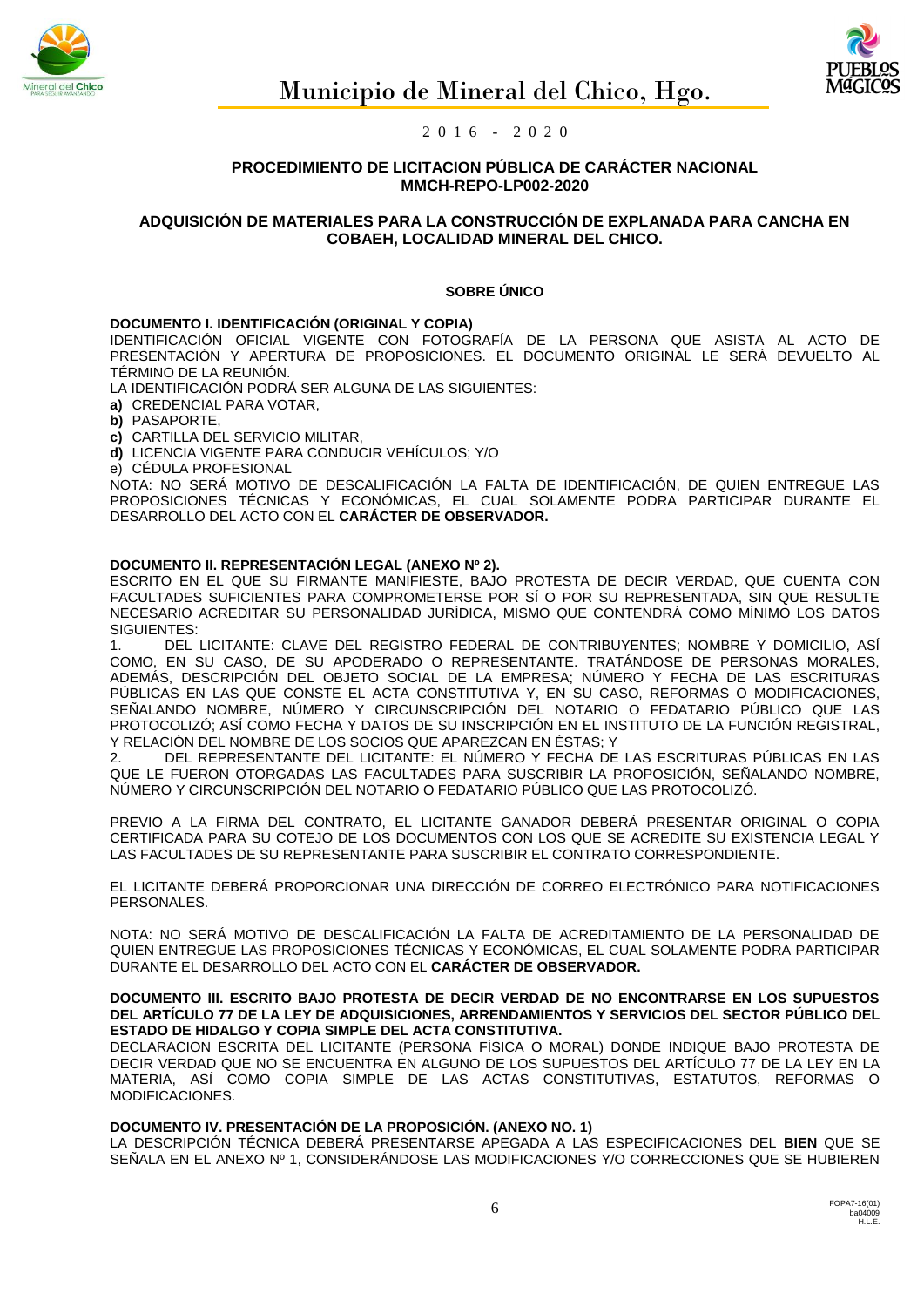**PROCEDIMIENTO DE LICITACION PÚBLICA DE CARÁCTER NACIONAL**
**MMCH-REPO-LP002-2020**

**ADQUISICIÓN DE MATERIALES PARA LA CONSTRUCCIÓN DE EXPLANADA PARA CANCHA EN COBAEH, LOCALIDAD MINERAL DEL CHICO.**

**SOBRE ÚNICO**

**DOCUMENTO I. IDENTIFICACIÓN (ORIGINAL Y COPIA)**
IDENTIFICACIÓN OFICIAL VIGENTE CON FOTOGRAFÍA DE LA PERSONA QUE ASISTA AL ACTO DE PRESENTACIÓN Y APERTURA DE PROPOSICIONES. EL DOCUMENTO ORIGINAL LE SERÁ DEVUELTO AL TÉRMINO DE LA REUNIÓN.
LA IDENTIFICACIÓN PODRÁ SER ALGUNA DE LAS SIGUIENTES:
**a)** CREDENCIAL PARA VOTAR,
**b)** PASAPORTE,
**c)** CARTILLA DEL SERVICIO MILITAR,
**d)** LICENCIA VIGENTE PARA CONDUCIR VEHÍCULOS; Y/O
e) CÉDULA PROFESIONAL
NOTA: NO SERÁ MOTIVO DE DESCALIFICACIÓN LA FALTA DE IDENTIFICACIÓN, DE QUIEN ENTREGUE LAS PROPOSICIONES TÉCNICAS Y ECONÓMICAS, EL CUAL SOLAMENTE PODRA PARTICIPAR DURANTE EL DESARROLLO DEL ACTO CON EL **CARÁCTER DE OBSERVADOR.**

**DOCUMENTO II. REPRESENTACIÓN LEGAL (ANEXO Nº 2).**
ESCRITO EN EL QUE SU FIRMANTE MANIFIESTE, BAJO PROTESTA DE DECIR VERDAD, QUE CUENTA CON FACULTADES SUFICIENTES PARA COMPROMETERSE POR SÍ O POR SU REPRESENTADA, SIN QUE RESULTE NECESARIO ACREDITAR SU PERSONALIDAD JURÍDICA, MISMO QUE CONTENDRÁ COMO MÍNIMO LOS DATOS SIGUIENTES:
1. DEL LICITANTE: CLAVE DEL REGISTRO FEDERAL DE CONTRIBUYENTES; NOMBRE Y DOMICILIO, ASÍ COMO, EN SU CASO, DE SU APODERADO O REPRESENTANTE. TRATÁNDOSE DE PERSONAS MORALES, ADEMÁS, DESCRIPCIÓN DEL OBJETO SOCIAL DE LA EMPRESA; NÚMERO Y FECHA DE LAS ESCRITURAS PÚBLICAS EN LAS QUE CONSTE EL ACTA CONSTITUTIVA Y, EN SU CASO, REFORMAS O MODIFICACIONES, SEÑALANDO NOMBRE, NÚMERO Y CIRCUNSCRIPCIÓN DEL NOTARIO O FEDATARIO PÚBLICO QUE LAS PROTOCOLIZÓ; ASÍ COMO FECHA Y DATOS DE SU INSCRIPCIÓN EN EL INSTITUTO DE LA FUNCIÓN REGISTRAL, Y RELACIÓN DEL NOMBRE DE LOS SOCIOS QUE APAREZCAN EN ÉSTAS; Y
2. DEL REPRESENTANTE DEL LICITANTE: EL NÚMERO Y FECHA DE LAS ESCRITURAS PÚBLICAS EN LAS QUE LE FUERON OTORGADAS LAS FACULTADES PARA SUSCRIBIR LA PROPOSICIÓN, SEÑALANDO NOMBRE, NÚMERO Y CIRCUNSCRIPCIÓN DEL NOTARIO O FEDATARIO PÚBLICO QUE LAS PROTOCOLIZÓ.

PREVIO A LA FIRMA DEL CONTRATO, EL LICITANTE GANADOR DEBERÁ PRESENTAR ORIGINAL O COPIA CERTIFICADA PARA SU COTEJO DE LOS DOCUMENTOS CON LOS QUE SE ACREDITE SU EXISTENCIA LEGAL Y LAS FACULTADES DE SU REPRESENTANTE PARA SUSCRIBIR EL CONTRATO CORRESPONDIENTE.

EL LICITANTE DEBERÁ PROPORCIONAR UNA DIRECCIÓN DE CORREO ELECTRÓNICO PARA NOTIFICACIONES PERSONALES.

NOTA: NO SERÁ MOTIVO DE DESCALIFICACIÓN LA FALTA DE ACREDITAMIENTO DE LA PERSONALIDAD DE QUIEN ENTREGUE LAS PROPOSICIONES TÉCNICAS Y ECONÓMICAS, EL CUAL SOLAMENTE PODRA PARTICIPAR DURANTE EL DESARROLLO DEL ACTO CON EL **CARÁCTER DE OBSERVADOR.**

**DOCUMENTO III. ESCRITO BAJO PROTESTA DE DECIR VERDAD DE NO ENCONTRARSE EN LOS SUPUESTOS DEL ARTÍCULO 77 DE LA LEY DE ADQUISICIONES, ARRENDAMIENTOS Y SERVICIOS DEL SECTOR PÚBLICO DEL ESTADO DE HIDALGO Y COPIA SIMPLE DEL ACTA CONSTITUTIVA.**
DECLARACION ESCRITA DEL LICITANTE (PERSONA FÍSICA O MORAL) DONDE INDIQUE BAJO PROTESTA DE DECIR VERDAD QUE NO SE ENCUENTRA EN ALGUNO DE LOS SUPUESTOS DEL ARTÍCULO 77 DE LA LEY EN LA MATERIA, ASÍ COMO COPIA SIMPLE DE LAS ACTAS CONSTITUTIVAS, ESTATUTOS, REFORMAS O MODIFICACIONES.

**DOCUMENTO IV. PRESENTACIÓN DE LA PROPOSICIÓN. (ANEXO NO. 1)**
LA DESCRIPCIÓN TÉCNICA DEBERÁ PRESENTARSE APEGADA A LAS ESPECIFICACIONES DEL **BIEN** QUE SE SEÑALA EN EL ANEXO Nº 1, CONSIDERÁNDOSE LAS MODIFICACIONES Y/O CORRECCIONES QUE SE HUBIEREN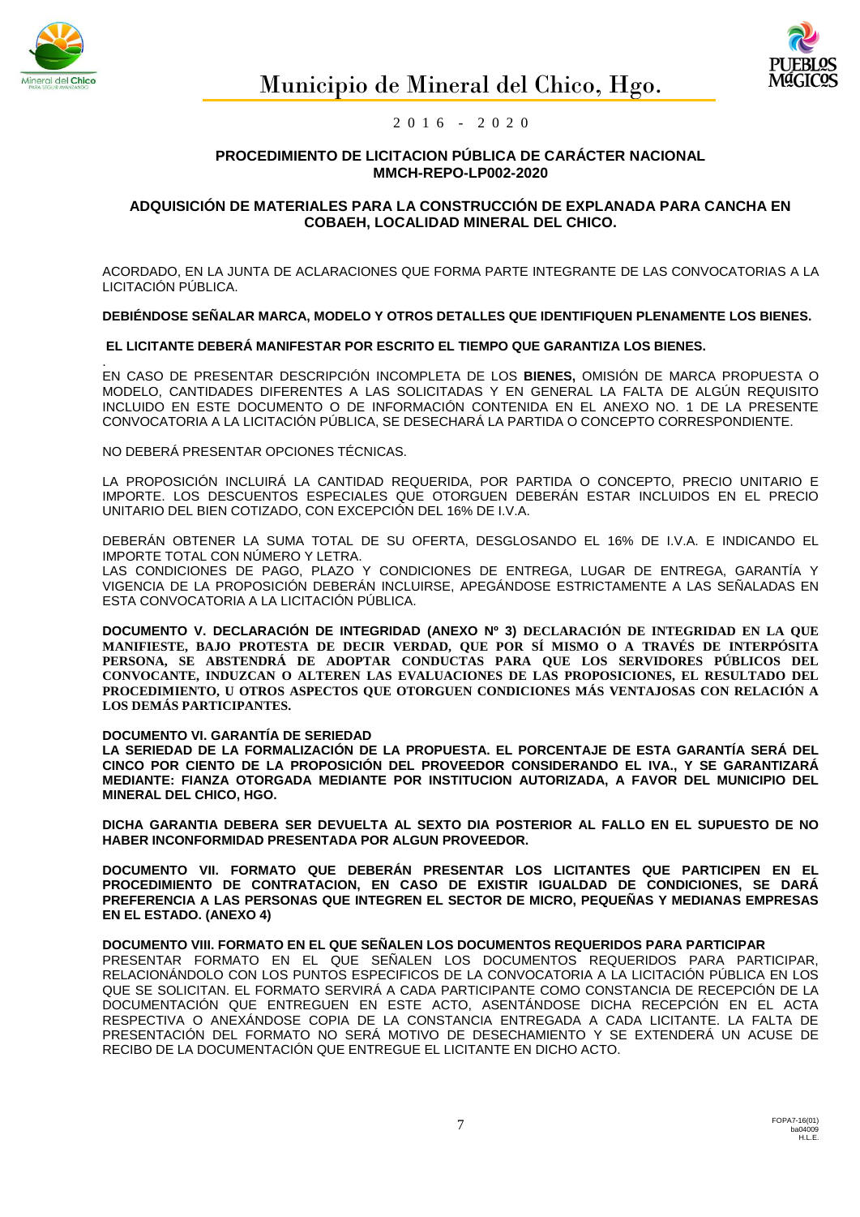**PROCEDIMIENTO DE LICITACION PÚBLICA DE CARÁCTER NACIONAL**
**MMCH-REPO-LP002-2020**

**ADQUISICIÓN DE MATERIALES PARA LA CONSTRUCCIÓN DE EXPLANADA PARA CANCHA EN COBAEH, LOCALIDAD MINERAL DEL CHICO.**

ACORDADO, EN LA JUNTA DE ACLARACIONES QUE FORMA PARTE INTEGRANTE DE LAS CONVOCATORIAS A LA LICITACIÓN PÚBLICA.

**DEBIÉNDOSE SEÑALAR MARCA, MODELO Y OTROS DETALLES QUE IDENTIFIQUEN PLENAMENTE LOS BIENES.**

**EL LICITANTE DEBERÁ MANIFESTAR POR ESCRITO EL TIEMPO QUE GARANTIZA LOS BIENES.**

EN CASO DE PRESENTAR DESCRIPCIÓN INCOMPLETA DE LOS **BIENES,** OMISIÓN DE MARCA PROPUESTA O MODELO, CANTIDADES DIFERENTES A LAS SOLICITADAS Y EN GENERAL LA FALTA DE ALGÚN REQUISITO INCLUIDO EN ESTE DOCUMENTO O DE INFORMACIÓN CONTENIDA EN EL ANEXO NO. 1 DE LA PRESENTE CONVOCATORIA A LA LICITACIÓN PÚBLICA, SE DESECHARÁ LA PARTIDA O CONCEPTO CORRESPONDIENTE.

NO DEBERÁ PRESENTAR OPCIONES TÉCNICAS.

LA PROPOSICIÓN INCLUIRÁ LA CANTIDAD REQUERIDA, POR PARTIDA O CONCEPTO, PRECIO UNITARIO E IMPORTE. LOS DESCUENTOS ESPECIALES QUE OTORGUEN DEBERÁN ESTAR INCLUIDOS EN EL PRECIO UNITARIO DEL BIEN COTIZADO, CON EXCEPCIÓN DEL 16% DE I.V.A.

DEBERÁN OBTENER LA SUMA TOTAL DE SU OFERTA, DESGLOSANDO EL 16% DE I.V.A. E INDICANDO EL IMPORTE TOTAL CON NÚMERO Y LETRA.
LAS CONDICIONES DE PAGO, PLAZO Y CONDICIONES DE ENTREGA, LUGAR DE ENTREGA, GARANTÍA Y VIGENCIA DE LA PROPOSICIÓN DEBERÁN INCLUIRSE, APEGÁNDOSE ESTRICTAMENTE A LAS SEÑALADAS EN ESTA CONVOCATORIA A LA LICITACIÓN PÚBLICA.

**DOCUMENTO V. DECLARACIÓN DE INTEGRIDAD (ANEXO Nº 3) DECLARACIÓN DE INTEGRIDAD EN LA QUE MANIFIESTE, BAJO PROTESTA DE DECIR VERDAD, QUE POR SÍ MISMO O A TRAVÉS DE INTERPÓSITA PERSONA, SE ABSTENDRÁ DE ADOPTAR CONDUCTAS PARA QUE LOS SERVIDORES PÚBLICOS DEL CONVOCANTE, INDUZCAN O ALTEREN LAS EVALUACIONES DE LAS PROPOSICIONES, EL RESULTADO DEL PROCEDIMIENTO, U OTROS ASPECTOS QUE OTORGUEN CONDICIONES MÁS VENTAJOSAS CON RELACIÓN A LOS DEMÁS PARTICIPANTES.**

**DOCUMENTO VI. GARANTÍA DE SERIEDAD**
**LA SERIEDAD DE LA FORMALIZACIÓN DE LA PROPUESTA. EL PORCENTAJE DE ESTA GARANTÍA SERÁ DEL CINCO POR CIENTO DE LA PROPOSICIÓN DEL PROVEEDOR CONSIDERANDO EL IVA., Y SE GARANTIZARÁ MEDIANTE: FIANZA OTORGADA MEDIANTE POR INSTITUCION AUTORIZADA, A FAVOR DEL MUNICIPIO DEL MINERAL DEL CHICO, HGO.**

**DICHA GARANTIA DEBERA SER DEVUELTA AL SEXTO DIA POSTERIOR AL FALLO EN EL SUPUESTO DE NO HABER INCONFORMIDAD PRESENTADA POR ALGUN PROVEEDOR.**

**DOCUMENTO VII. FORMATO QUE DEBERÁN PRESENTAR LOS LICITANTES QUE PARTICIPEN EN EL PROCEDIMIENTO DE CONTRATACION, EN CASO DE EXISTIR IGUALDAD DE CONDICIONES, SE DARÁ PREFERENCIA A LAS PERSONAS QUE INTEGREN EL SECTOR DE MICRO, PEQUEÑAS Y MEDIANAS EMPRESAS EN EL ESTADO. (ANEXO 4)**

**DOCUMENTO VIII. FORMATO EN EL QUE SEÑALEN LOS DOCUMENTOS REQUERIDOS PARA PARTICIPAR**
PRESENTAR FORMATO EN EL QUE SEÑALEN LOS DOCUMENTOS REQUERIDOS PARA PARTICIPAR, RELACIONÁNDOLO CON LOS PUNTOS ESPECIFICOS DE LA CONVOCATORIA A LA LICITACIÓN PÚBLICA EN LOS QUE SE SOLICITAN. EL FORMATO SERVIRÁ A CADA PARTICIPANTE COMO CONSTANCIA DE RECEPCIÓN DE LA DOCUMENTACIÓN QUE ENTREGUEN EN ESTE ACTO, ASENTÁNDOSE DICHA RECEPCIÓN EN EL ACTA RESPECTIVA O ANEXÁNDOSE COPIA DE LA CONSTANCIA ENTREGADA A CADA LICITANTE. LA FALTA DE PRESENTACIÓN DEL FORMATO NO SERÁ MOTIVO DE DESECHAMIENTO Y SE EXTENDERÁ UN ACUSE DE RECIBO DE LA DOCUMENTACIÓN QUE ENTREGUE EL LICITANTE EN DICHO ACTO.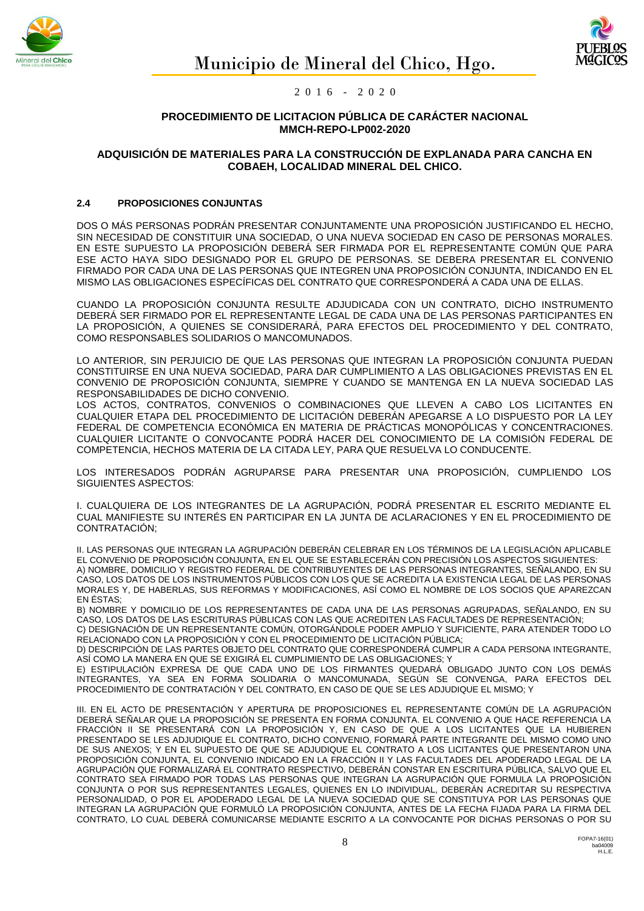**PROCEDIMIENTO DE LICITACION PÚBLICA DE CARÁCTER NACIONAL**
**MMCH-REPO-LP002-2020**

**ADQUISICIÓN DE MATERIALES PARA LA CONSTRUCCIÓN DE EXPLANADA PARA CANCHA EN COBAEH, LOCALIDAD MINERAL DEL CHICO.**

### 2.4 PROPOSICIONES CONJUNTAS

DOS O MÁS PERSONAS PODRÁN PRESENTAR CONJUNTAMENTE UNA PROPOSICIÓN JUSTIFICANDO EL HECHO, SIN NECESIDAD DE CONSTITUIR UNA SOCIEDAD, O UNA NUEVA SOCIEDAD EN CASO DE PERSONAS MORALES. EN ESTE SUPUESTO LA PROPOSICIÓN DEBERÁ SER FIRMADA POR EL REPRESENTANTE COMÚN QUE PARA ESE ACTO HAYA SIDO DESIGNADO POR EL GRUPO DE PERSONAS. SE DEBERA PRESENTAR EL CONVENIO FIRMADO POR CADA UNA DE LAS PERSONAS QUE INTEGREN UNA PROPOSICIÓN CONJUNTA, INDICANDO EN EL MISMO LAS OBLIGACIONES ESPECÍFICAS DEL CONTRATO QUE CORRESPONDERÁ A CADA UNA DE ELLAS.

CUANDO LA PROPOSICIÓN CONJUNTA RESULTE ADJUDICADA CON UN CONTRATO, DICHO INSTRUMENTO DEBERÁ SER FIRMADO POR EL REPRESENTANTE LEGAL DE CADA UNA DE LAS PERSONAS PARTICIPANTES EN LA PROPOSICIÓN, A QUIENES SE CONSIDERARÁ, PARA EFECTOS DEL PROCEDIMIENTO Y DEL CONTRATO, COMO RESPONSABLES SOLIDARIOS O MANCOMUNADOS.

LO ANTERIOR, SIN PERJUICIO DE QUE LAS PERSONAS QUE INTEGRAN LA PROPOSICIÓN CONJUNTA PUEDAN CONSTITUIRSE EN UNA NUEVA SOCIEDAD, PARA DAR CUMPLIMIENTO A LAS OBLIGACIONES PREVISTAS EN EL CONVENIO DE PROPOSICIÓN CONJUNTA, SIEMPRE Y CUANDO SE MANTENGA EN LA NUEVA SOCIEDAD LAS RESPONSABILIDADES DE DICHO CONVENIO.
LOS ACTOS, CONTRATOS, CONVENIOS O COMBINACIONES QUE LLEVEN A CABO LOS LICITANTES EN CUALQUIER ETAPA DEL PROCEDIMIENTO DE LICITACIÓN DEBERÁN APEGARSE A LO DISPUESTO POR LA LEY FEDERAL DE COMPETENCIA ECONÓMICA EN MATERIA DE PRÁCTICAS MONOPÓLICAS Y CONCENTRACIONES. CUALQUIER LICITANTE O CONVOCANTE PODRÁ HACER DEL CONOCIMIENTO DE LA COMISIÓN FEDERAL DE COMPETENCIA, HECHOS MATERIA DE LA CITADA LEY, PARA QUE RESUELVA LO CONDUCENTE.

LOS INTERESADOS PODRÁN AGRUPARSE PARA PRESENTAR UNA PROPOSICIÓN, CUMPLIENDO LOS SIGUIENTES ASPECTOS:

I. CUALQUIERA DE LOS INTEGRANTES DE LA AGRUPACIÓN, PODRÁ PRESENTAR EL ESCRITO MEDIANTE EL CUAL MANIFIESTE SU INTERÉS EN PARTICIPAR EN LA JUNTA DE ACLARACIONES Y EN EL PROCEDIMIENTO DE CONTRATACIÓN;

II. LAS PERSONAS QUE INTEGRAN LA AGRUPACIÓN DEBERÁN CELEBRAR EN LOS TÉRMINOS DE LA LEGISLACIÓN APLICABLE EL CONVENIO DE PROPOSICIÓN CONJUNTA, EN EL QUE SE ESTABLECERÁN CON PRECISIÓN LOS ASPECTOS SIGUIENTES:
A) NOMBRE, DOMICILIO Y REGISTRO FEDERAL DE CONTRIBUYENTES DE LAS PERSONAS INTEGRANTES, SEÑALANDO, EN SU CASO, LOS DATOS DE LOS INSTRUMENTOS PÚBLICOS CON LOS QUE SE ACREDITA LA EXISTENCIA LEGAL DE LAS PERSONAS MORALES Y, DE HABERLAS, SUS REFORMAS Y MODIFICACIONES, ASÍ COMO EL NOMBRE DE LOS SOCIOS QUE APAREZCAN EN ÉSTAS;
B) NOMBRE Y DOMICILIO DE LOS REPRESENTANTES DE CADA UNA DE LAS PERSONAS AGRUPADAS, SEÑALANDO, EN SU CASO, LOS DATOS DE LAS ESCRITURAS PÚBLICAS CON LAS QUE ACREDITEN LAS FACULTADES DE REPRESENTACIÓN;
C) DESIGNACIÓN DE UN REPRESENTANTE COMÚN, OTORGÁNDOLE PODER AMPLIO Y SUFICIENTE, PARA ATENDER TODO LO RELACIONADO CON LA PROPOSICIÓN Y CON EL PROCEDIMIENTO DE LICITACIÓN PÚBLICA;
D) DESCRIPCIÓN DE LAS PARTES OBJETO DEL CONTRATO QUE CORRESPONDERÁ CUMPLIR A CADA PERSONA INTEGRANTE, ASÍ COMO LA MANERA EN QUE SE EXIGIRÁ EL CUMPLIMIENTO DE LAS OBLIGACIONES; Y
E) ESTIPULACIÓN EXPRESA DE QUE CADA UNO DE LOS FIRMANTES QUEDARÁ OBLIGADO JUNTO CON LOS DEMÁS INTEGRANTES, YA SEA EN FORMA SOLIDARIA O MANCOMUNADA, SEGÚN SE CONVENGA, PARA EFECTOS DEL PROCEDIMIENTO DE CONTRATACIÓN Y DEL CONTRATO, EN CASO DE QUE SE LES ADJUDIQUE EL MISMO; Y

III. EN EL ACTO DE PRESENTACIÓN Y APERTURA DE PROPOSICIONES EL REPRESENTANTE COMÚN DE LA AGRUPACIÓN DEBERÁ SEÑALAR QUE LA PROPOSICIÓN SE PRESENTA EN FORMA CONJUNTA. EL CONVENIO A QUE HACE REFERENCIA LA FRACCIÓN II SE PRESENTARÁ CON LA PROPOSICIÓN Y, EN CASO DE QUE A LOS LICITANTES QUE LA HUBIEREN PRESENTADO SE LES ADJUDIQUE EL CONTRATO, DICHO CONVENIO, FORMARÁ PARTE INTEGRANTE DEL MISMO COMO UNO DE SUS ANEXOS; Y EN EL SUPUESTO DE QUE SE ADJUDIQUE EL CONTRATO A LOS LICITANTES QUE PRESENTARON UNA PROPOSICIÓN CONJUNTA, EL CONVENIO INDICADO EN LA FRACCIÓN II Y LAS FACULTADES DEL APODERADO LEGAL DE LA AGRUPACIÓN QUE FORMALIZARÁ EL CONTRATO RESPECTIVO, DEBERÁN CONSTAR EN ESCRITURA PÚBLICA, SALVO QUE EL CONTRATO SEA FIRMADO POR TODAS LAS PERSONAS QUE INTEGRAN LA AGRUPACIÓN QUE FORMULA LA PROPOSICIÓN CONJUNTA O POR SUS REPRESENTANTES LEGALES, QUIENES EN LO INDIVIDUAL, DEBERÁN ACREDITAR SU RESPECTIVA PERSONALIDAD, O POR EL APODERADO LEGAL DE LA NUEVA SOCIEDAD QUE SE CONSTITUYA POR LAS PERSONAS QUE INTEGRAN LA AGRUPACIÓN QUE FORMULÓ LA PROPOSICIÓN CONJUNTA, ANTES DE LA FECHA FIJADA PARA LA FIRMA DEL CONTRATO, LO CUAL DEBERÁ COMUNICARSE MEDIANTE ESCRITO A LA CONVOCANTE POR DICHAS PERSONAS O POR SU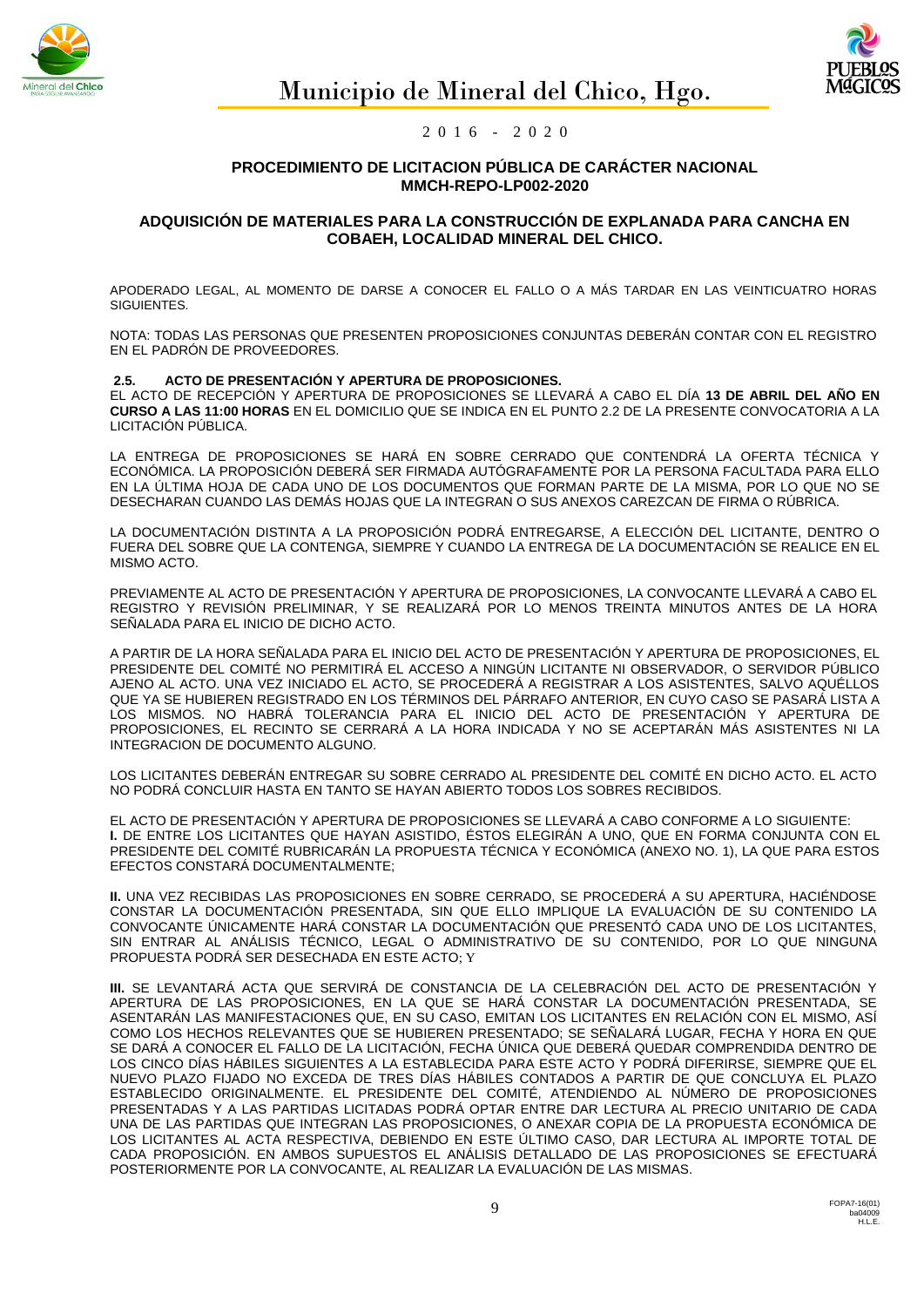APODERADO LEGAL, AL MOMENTO DE DARSE A CONOCER EL FALLO O A MÁS TARDAR EN LAS VEINTICUATRO HORAS SIGUIENTES.

NOTA: TODAS LAS PERSONAS QUE PRESENTEN PROPOSICIONES CONJUNTAS DEBERÁN CONTAR CON EL REGISTRO EN EL PADRÓN DE PROVEEDORES.

**2.5. ACTO DE PRESENTACIÓN Y APERTURA DE PROPOSICIONES.**

EL ACTO DE RECEPCIÓN Y APERTURA DE PROPOSICIONES SE LLEVARÁ A CABO EL DÍA **13 DE ABRIL DEL AÑO EN CURSO A LAS 11:00 HORAS** EN EL DOMICILIO QUE SE INDICA EN EL PUNTO 2.2 DE LA PRESENTE CONVOCATORIA A LA LICITACIÓN PÚBLICA.

LA ENTREGA DE PROPOSICIONES SE HARÁ EN SOBRE CERRADO QUE CONTENDRÁ LA OFERTA TÉCNICA Y ECONÓMICA. LA PROPOSICIÓN DEBERÁ SER FIRMADA AUTÓGRAFAMENTE POR LA PERSONA FACULTADA PARA ELLO EN LA ÚLTIMA HOJA DE CADA UNO DE LOS DOCUMENTOS QUE FORMAN PARTE DE LA MISMA, POR LO QUE NO SE DESECHARAN CUANDO LAS DEMÁS HOJAS QUE LA INTEGRAN O SUS ANEXOS CAREZCAN DE FIRMA O RÚBRICA.

LA DOCUMENTACIÓN DISTINTA A LA PROPOSICIÓN PODRÁ ENTREGARSE, A ELECCIÓN DEL LICITANTE, DENTRO O FUERA DEL SOBRE QUE LA CONTENGA, SIEMPRE Y CUANDO LA ENTREGA DE LA DOCUMENTACIÓN SE REALICE EN EL MISMO ACTO.

PREVIAMENTE AL ACTO DE PRESENTACIÓN Y APERTURA DE PROPOSICIONES, LA CONVOCANTE LLEVARÁ A CABO EL REGISTRO Y REVISIÓN PRELIMINAR, Y SE REALIZARÁ POR LO MENOS TREINTA MINUTOS ANTES DE LA HORA SEÑALADA PARA EL INICIO DE DICHO ACTO.

A PARTIR DE LA HORA SEÑALADA PARA EL INICIO DEL ACTO DE PRESENTACIÓN Y APERTURA DE PROPOSICIONES, EL PRESIDENTE DEL COMITÉ NO PERMITIRÁ EL ACCESO A NINGÚN LICITANTE NI OBSERVADOR, O SERVIDOR PÚBLICO AJENO AL ACTO. UNA VEZ INICIADO EL ACTO, SE PROCEDERÁ A REGISTRAR A LOS ASISTENTES, SALVO AQUÉLLOS QUE YA SE HUBIEREN REGISTRADO EN LOS TÉRMINOS DEL PÁRRAFO ANTERIOR, EN CUYO CASO SE PASARÁ LISTA A LOS MISMOS. NO HABRÁ TOLERANCIA PARA EL INICIO DEL ACTO DE PRESENTACIÓN Y APERTURA DE PROPOSICIONES, EL RECINTO SE CERRARÁ A LA HORA INDICADA Y NO SE ACEPTARÁN MÁS ASISTENTES NI LA INTEGRACION DE DOCUMENTO ALGUNO.

LOS LICITANTES DEBERÁN ENTREGAR SU SOBRE CERRADO AL PRESIDENTE DEL COMITÉ EN DICHO ACTO. EL ACTO NO PODRÁ CONCLUIR HASTA EN TANTO SE HAYAN ABIERTO TODOS LOS SOBRES RECIBIDOS.

EL ACTO DE PRESENTACIÓN Y APERTURA DE PROPOSICIONES SE LLEVARÁ A CABO CONFORME A LO SIGUIENTE:

**I.** DE ENTRE LOS LICITANTES QUE HAYAN ASISTIDO, ÉSTOS ELEGIRÁN A UNO, QUE EN FORMA CONJUNTA CON EL PRESIDENTE DEL COMITÉ RUBRICARÁN LA PROPUESTA TÉCNICA Y ECONÓMICA (ANEXO NO. 1), LA QUE PARA ESTOS EFECTOS CONSTARÁ DOCUMENTALMENTE;

**II.** UNA VEZ RECIBIDAS LAS PROPOSICIONES EN SOBRE CERRADO, SE PROCEDERÁ A SU APERTURA, HACIÉNDOSE CONSTAR LA DOCUMENTACIÓN PRESENTADA, SIN QUE ELLO IMPLIQUE LA EVALUACIÓN DE SU CONTENIDO LA CONVOCANTE ÚNICAMENTE HARÁ CONSTAR LA DOCUMENTACIÓN QUE PRESENTÓ CADA UNO DE LOS LICITANTES, SIN ENTRAR AL ANÁLISIS TÉCNICO, LEGAL O ADMINISTRATIVO DE SU CONTENIDO, POR LO QUE NINGUNA PROPUESTA PODRÁ SER DESECHADA EN ESTE ACTO; Y

**III.** SE LEVANTARÁ ACTA QUE SERVIRÁ DE CONSTANCIA DE LA CELEBRACIÓN DEL ACTO DE PRESENTACIÓN Y APERTURA DE LAS PROPOSICIONES, EN LA QUE SE HARÁ CONSTAR LA DOCUMENTACIÓN PRESENTADA, SE ASENTARÁN LAS MANIFESTACIONES QUE, EN SU CASO, EMITAN LOS LICITANTES EN RELACIÓN CON EL MISMO, ASÍ COMO LOS HECHOS RELEVANTES QUE SE HUBIEREN PRESENTADO; SE SEÑALARÁ LUGAR, FECHA Y HORA EN QUE SE DARÁ A CONOCER EL FALLO DE LA LICITACIÓN, FECHA ÚNICA QUE DEBERÁ QUEDAR COMPRENDIDA DENTRO DE LOS CINCO DÍAS HÁBILES SIGUIENTES A LA ESTABLECIDA PARA ESTE ACTO Y PODRÁ DIFERIRSE, SIEMPRE QUE EL NUEVO PLAZO FIJADO NO EXCEDA DE TRES DÍAS HÁBILES CONTADOS A PARTIR DE QUE CONCLUYA EL PLAZO ESTABLECIDO ORIGINALMENTE. EL PRESIDENTE DEL COMITÉ, ATENDIENDO AL NÚMERO DE PROPOSICIONES PRESENTADAS Y A LAS PARTIDAS LICITADAS PODRÁ OPTAR ENTRE DAR LECTURA AL PRECIO UNITARIO DE CADA UNA DE LAS PARTIDAS QUE INTEGRAN LAS PROPOSICIONES, O ANEXAR COPIA DE LA PROPUESTA ECONÓMICA DE LOS LICITANTES AL ACTA RESPECTIVA, DEBIENDO EN ESTE ÚLTIMO CASO, DAR LECTURA AL IMPORTE TOTAL DE CADA PROPOSICIÓN. EN AMBOS SUPUESTOS EL ANÁLISIS DETALLADO DE LAS PROPOSICIONES SE EFECTUARÁ POSTERIORMENTE POR LA CONVOCANTE, AL REALIZAR LA EVALUACIÓN DE LAS MISMAS.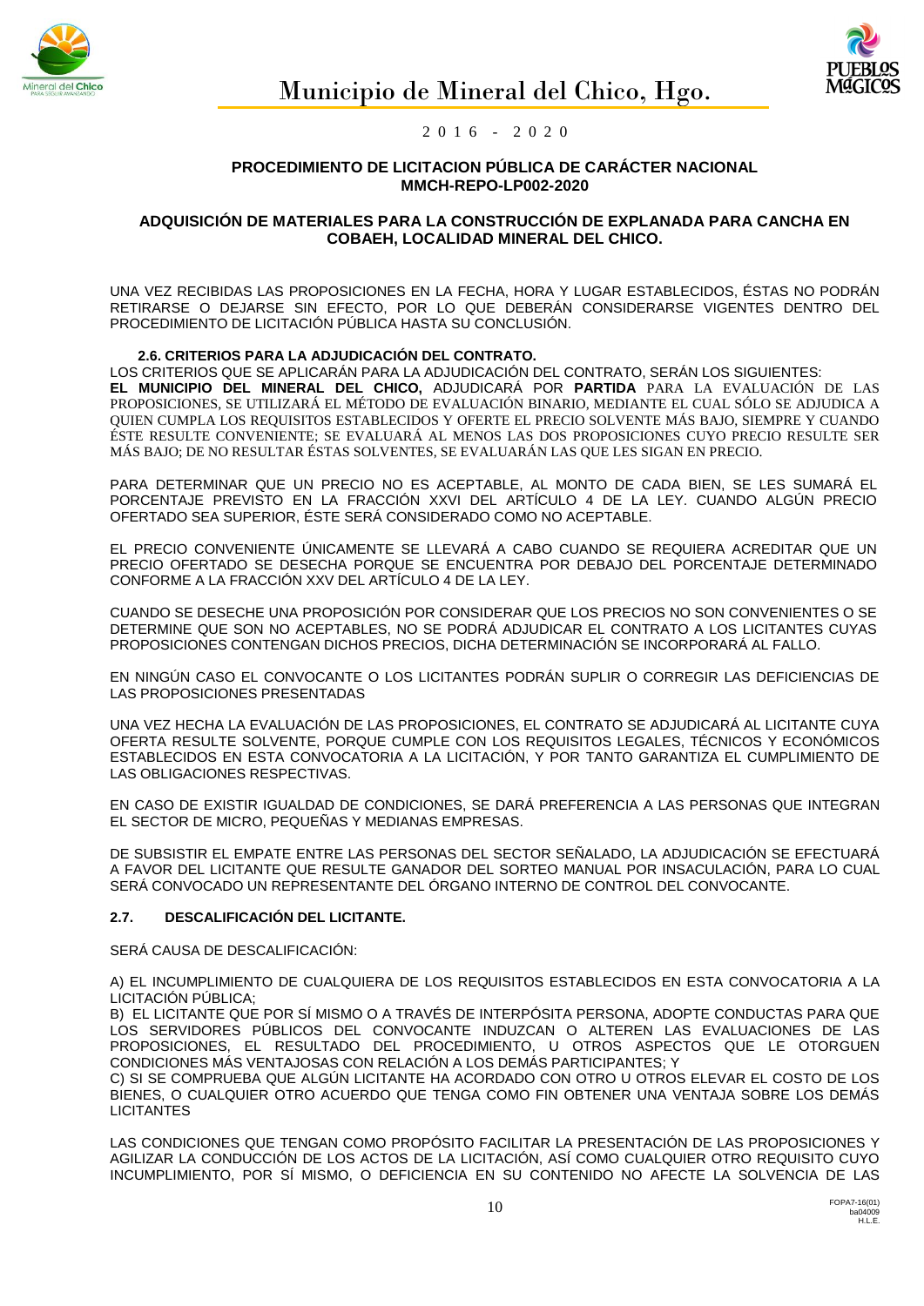**PROCEDIMIENTO DE LICITACION PÚBLICA DE CARÁCTER NACIONAL**
**MMCH-REPO-LP002-2020**

**ADQUISICIÓN DE MATERIALES PARA LA CONSTRUCCIÓN DE EXPLANADA PARA CANCHA EN COBAEH, LOCALIDAD MINERAL DEL CHICO.**

UNA VEZ RECIBIDAS LAS PROPOSICIONES EN LA FECHA, HORA Y LUGAR ESTABLECIDOS, ÉSTAS NO PODRÁN RETIRARSE O DEJARSE SIN EFECTO, POR LO QUE DEBERÁN CONSIDERARSE VIGENTES DENTRO DEL PROCEDIMIENTO DE LICITACIÓN PÚBLICA HASTA SU CONCLUSIÓN.

### 2.6. CRITERIOS PARA LA ADJUDICACIÓN DEL CONTRATO.

LOS CRITERIOS QUE SE APLICARÁN PARA LA ADJUDICACIÓN DEL CONTRATO, SERÁN LOS SIGUIENTES:
**EL MUNICIPIO DEL MINERAL DEL CHICO,** ADJUDICARÁ POR **PARTIDA** PARA LA EVALUACIÓN DE LAS PROPOSICIONES, SE UTILIZARÁ EL MÉTODO DE EVALUACIÓN BINARIO, MEDIANTE EL CUAL SÓLO SE ADJUDICA A QUIEN CUMPLA LOS REQUISITOS ESTABLECIDOS Y OFERTE EL PRECIO SOLVENTE MÁS BAJO, SIEMPRE Y CUANDO ÉSTE RESULTE CONVENIENTE; SE EVALUARÁ AL MENOS LAS DOS PROPOSICIONES CUYO PRECIO RESULTE SER MÁS BAJO; DE NO RESULTAR ÉSTAS SOLVENTES, SE EVALUARÁN LAS QUE LES SIGAN EN PRECIO.

PARA DETERMINAR QUE UN PRECIO NO ES ACEPTABLE, AL MONTO DE CADA BIEN, SE LES SUMARÁ EL PORCENTAJE PREVISTO EN LA FRACCIÓN XXVI DEL ARTÍCULO 4 DE LA LEY. CUANDO ALGÚN PRECIO OFERTADO SEA SUPERIOR, ÉSTE SERÁ CONSIDERADO COMO NO ACEPTABLE.

EL PRECIO CONVENIENTE ÚNICAMENTE SE LLEVARÁ A CABO CUANDO SE REQUIERA ACREDITAR QUE UN PRECIO OFERTADO SE DESECHA PORQUE SE ENCUENTRA POR DEBAJO DEL PORCENTAJE DETERMINADO CONFORME A LA FRACCIÓN XXV DEL ARTÍCULO 4 DE LA LEY.

CUANDO SE DESECHE UNA PROPOSICIÓN POR CONSIDERAR QUE LOS PRECIOS NO SON CONVENIENTES O SE DETERMINE QUE SON NO ACEPTABLES, NO SE PODRÁ ADJUDICAR EL CONTRATO A LOS LICITANTES CUYAS PROPOSICIONES CONTENGAN DICHOS PRECIOS, DICHA DETERMINACIÓN SE INCORPORARÁ AL FALLO.

EN NINGÚN CASO EL CONVOCANTE O LOS LICITANTES PODRÁN SUPLIR O CORREGIR LAS DEFICIENCIAS DE LAS PROPOSICIONES PRESENTADAS

UNA VEZ HECHA LA EVALUACIÓN DE LAS PROPOSICIONES, EL CONTRATO SE ADJUDICARÁ AL LICITANTE CUYA OFERTA RESULTE SOLVENTE, PORQUE CUMPLE CON LOS REQUISITOS LEGALES, TÉCNICOS Y ECONÓMICOS ESTABLECIDOS EN ESTA CONVOCATORIA A LA LICITACIÓN, Y POR TANTO GARANTIZA EL CUMPLIMIENTO DE LAS OBLIGACIONES RESPECTIVAS.

EN CASO DE EXISTIR IGUALDAD DE CONDICIONES, SE DARÁ PREFERENCIA A LAS PERSONAS QUE INTEGRAN EL SECTOR DE MICRO, PEQUEÑAS Y MEDIANAS EMPRESAS.

DE SUBSISTIR EL EMPATE ENTRE LAS PERSONAS DEL SECTOR SEÑALADO, LA ADJUDICACIÓN SE EFECTUARÁ A FAVOR DEL LICITANTE QUE RESULTE GANADOR DEL SORTEO MANUAL POR INSACULACIÓN, PARA LO CUAL SERÁ CONVOCADO UN REPRESENTANTE DEL ÓRGANO INTERNO DE CONTROL DEL CONVOCANTE.

### 2.7. DESCALIFICACIÓN DEL LICITANTE.

SERÁ CAUSA DE DESCALIFICACIÓN:

A) EL INCUMPLIMIENTO DE CUALQUIERA DE LOS REQUISITOS ESTABLECIDOS EN ESTA CONVOCATORIA A LA LICITACIÓN PÚBLICA;
B) EL LICITANTE QUE POR SÍ MISMO O A TRAVÉS DE INTERPÓSITA PERSONA, ADOPTE CONDUCTAS PARA QUE LOS SERVIDORES PÚBLICOS DEL CONVOCANTE INDUZCAN O ALTEREN LAS EVALUACIONES DE LAS PROPOSICIONES, EL RESULTADO DEL PROCEDIMIENTO, U OTROS ASPECTOS QUE LE OTORGUEN CONDICIONES MÁS VENTAJOSAS CON RELACIÓN A LOS DEMÁS PARTICIPANTES; Y
C) SI SE COMPRUEBA QUE ALGÚN LICITANTE HA ACORDADO CON OTRO U OTROS ELEVAR EL COSTO DE LOS BIENES, O CUALQUIER OTRO ACUERDO QUE TENGA COMO FIN OBTENER UNA VENTAJA SOBRE LOS DEMÁS LICITANTES

LAS CONDICIONES QUE TENGAN COMO PROPÓSITO FACILITAR LA PRESENTACIÓN DE LAS PROPOSICIONES Y AGILIZAR LA CONDUCCIÓN DE LOS ACTOS DE LA LICITACIÓN, ASÍ COMO CUALQUIER OTRO REQUISITO CUYO INCUMPLIMIENTO, POR SÍ MISMO, O DEFICIENCIA EN SU CONTENIDO NO AFECTE LA SOLVENCIA DE LAS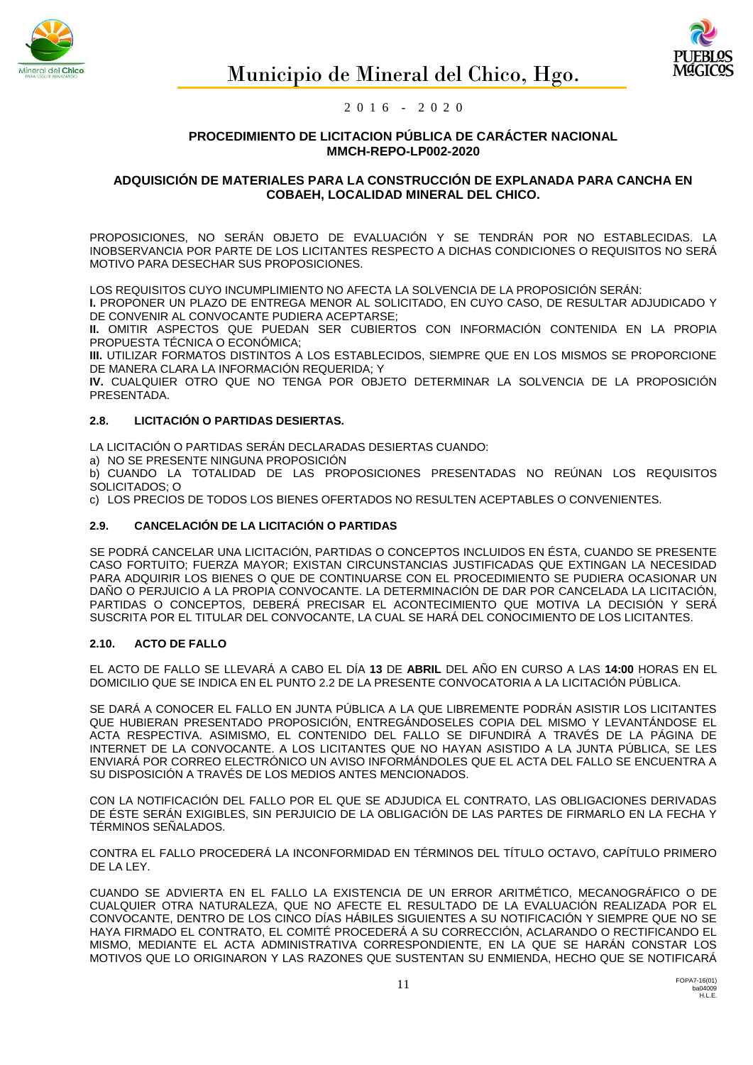**PROCEDIMIENTO DE LICITACION PÚBLICA DE CARÁCTER NACIONAL**
**MMCH-REPO-LP002-2020**

**ADQUISICIÓN DE MATERIALES PARA LA CONSTRUCCIÓN DE EXPLANADA PARA CANCHA EN COBAEH, LOCALIDAD MINERAL DEL CHICO.**

PROPOSICIONES, NO SERÁN OBJETO DE EVALUACIÓN Y SE TENDRÁN POR NO ESTABLECIDAS. LA INOBSERVANCIA POR PARTE DE LOS LICITANTES RESPECTO A DICHAS CONDICIONES O REQUISITOS NO SERÁ MOTIVO PARA DESECHAR SUS PROPOSICIONES.

LOS REQUISITOS CUYO INCUMPLIMIENTO NO AFECTA LA SOLVENCIA DE LA PROPOSICIÓN SERÁN:
**I.** PROPONER UN PLAZO DE ENTREGA MENOR AL SOLICITADO, EN CUYO CASO, DE RESULTAR ADJUDICADO Y DE CONVENIR AL CONVOCANTE PUDIERA ACEPTARSE;
**II.** OMITIR ASPECTOS QUE PUEDAN SER CUBIERTOS CON INFORMACIÓN CONTENIDA EN LA PROPIA PROPUESTA TÉCNICA O ECONÓMICA;
**III.** UTILIZAR FORMATOS DISTINTOS A LOS ESTABLECIDOS, SIEMPRE QUE EN LOS MISMOS SE PROPORCIONE DE MANERA CLARA LA INFORMACIÓN REQUERIDA; Y
**IV.** CUALQUIER OTRO QUE NO TENGA POR OBJETO DETERMINAR LA SOLVENCIA DE LA PROPOSICIÓN PRESENTADA.

### 2.8. LICITACIÓN O PARTIDAS DESIERTAS.

LA LICITACIÓN O PARTIDAS SERÁN DECLARADAS DESIERTAS CUANDO:
a) NO SE PRESENTE NINGUNA PROPOSICIÓN
b) CUANDO LA TOTALIDAD DE LAS PROPOSICIONES PRESENTADAS NO REÚNAN LOS REQUISITOS SOLICITADOS; O
c) LOS PRECIOS DE TODOS LOS BIENES OFERTADOS NO RESULTEN ACEPTABLES O CONVENIENTES.

### 2.9. CANCELACIÓN DE LA LICITACIÓN O PARTIDAS

SE PODRÁ CANCELAR UNA LICITACIÓN, PARTIDAS O CONCEPTOS INCLUIDOS EN ÉSTA, CUANDO SE PRESENTE CASO FORTUITO; FUERZA MAYOR; EXISTAN CIRCUNSTANCIAS JUSTIFICADAS QUE EXTINGAN LA NECESIDAD PARA ADQUIRIR LOS BIENES O QUE DE CONTINUARSE CON EL PROCEDIMIENTO SE PUDIERA OCASIONAR UN DAÑO O PERJUICIO A LA PROPIA CONVOCANTE. LA DETERMINACIÓN DE DAR POR CANCELADA LA LICITACIÓN, PARTIDAS O CONCEPTOS, DEBERÁ PRECISAR EL ACONTECIMIENTO QUE MOTIVA LA DECISIÓN Y SERÁ SUSCRITA POR EL TITULAR DEL CONVOCANTE, LA CUAL SE HARÁ DEL CONOCIMIENTO DE LOS LICITANTES.

### 2.10. ACTO DE FALLO

EL ACTO DE FALLO SE LLEVARÁ A CABO EL DÍA **13** DE **ABRIL** DEL AÑO EN CURSO A LAS **14:00** HORAS EN EL DOMICILIO QUE SE INDICA EN EL PUNTO 2.2 DE LA PRESENTE CONVOCATORIA A LA LICITACIÓN PÚBLICA.

SE DARÁ A CONOCER EL FALLO EN JUNTA PÚBLICA A LA QUE LIBREMENTE PODRÁN ASISTIR LOS LICITANTES QUE HUBIERAN PRESENTADO PROPOSICIÓN, ENTREGÁNDOSELES COPIA DEL MISMO Y LEVANTÁNDOSE EL ACTA RESPECTIVA. ASIMISMO, EL CONTENIDO DEL FALLO SE DIFUNDIRÁ A TRAVÉS DE LA PÁGINA DE INTERNET DE LA CONVOCANTE. A LOS LICITANTES QUE NO HAYAN ASISTIDO A LA JUNTA PÚBLICA, SE LES ENVIARÁ POR CORREO ELECTRÓNICO UN AVISO INFORMÁNDOLES QUE EL ACTA DEL FALLO SE ENCUENTRA A SU DISPOSICIÓN A TRAVÉS DE LOS MEDIOS ANTES MENCIONADOS.

CON LA NOTIFICACIÓN DEL FALLO POR EL QUE SE ADJUDICA EL CONTRATO, LAS OBLIGACIONES DERIVADAS DE ÉSTE SERÁN EXIGIBLES, SIN PERJUICIO DE LA OBLIGACIÓN DE LAS PARTES DE FIRMARLO EN LA FECHA Y TÉRMINOS SEÑALADOS.

CONTRA EL FALLO PROCEDERÁ LA INCONFORMIDAD EN TÉRMINOS DEL TÍTULO OCTAVO, CAPÍTULO PRIMERO DE LA LEY.

CUANDO SE ADVIERTA EN EL FALLO LA EXISTENCIA DE UN ERROR ARITMÉTICO, MECANOGRÁFICO O DE CUALQUIER OTRA NATURALEZA, QUE NO AFECTE EL RESULTADO DE LA EVALUACIÓN REALIZADA POR EL CONVOCANTE, DENTRO DE LOS CINCO DÍAS HÁBILES SIGUIENTES A SU NOTIFICACIÓN Y SIEMPRE QUE NO SE HAYA FIRMADO EL CONTRATO, EL COMITÉ PROCEDERÁ A SU CORRECCIÓN, ACLARANDO O RECTIFICANDO EL MISMO, MEDIANTE EL ACTA ADMINISTRATIVA CORRESPONDIENTE, EN LA QUE SE HARÁN CONSTAR LOS MOTIVOS QUE LO ORIGINARON Y LAS RAZONES QUE SUSTENTAN SU ENMIENDA, HECHO QUE SE NOTIFICARÁ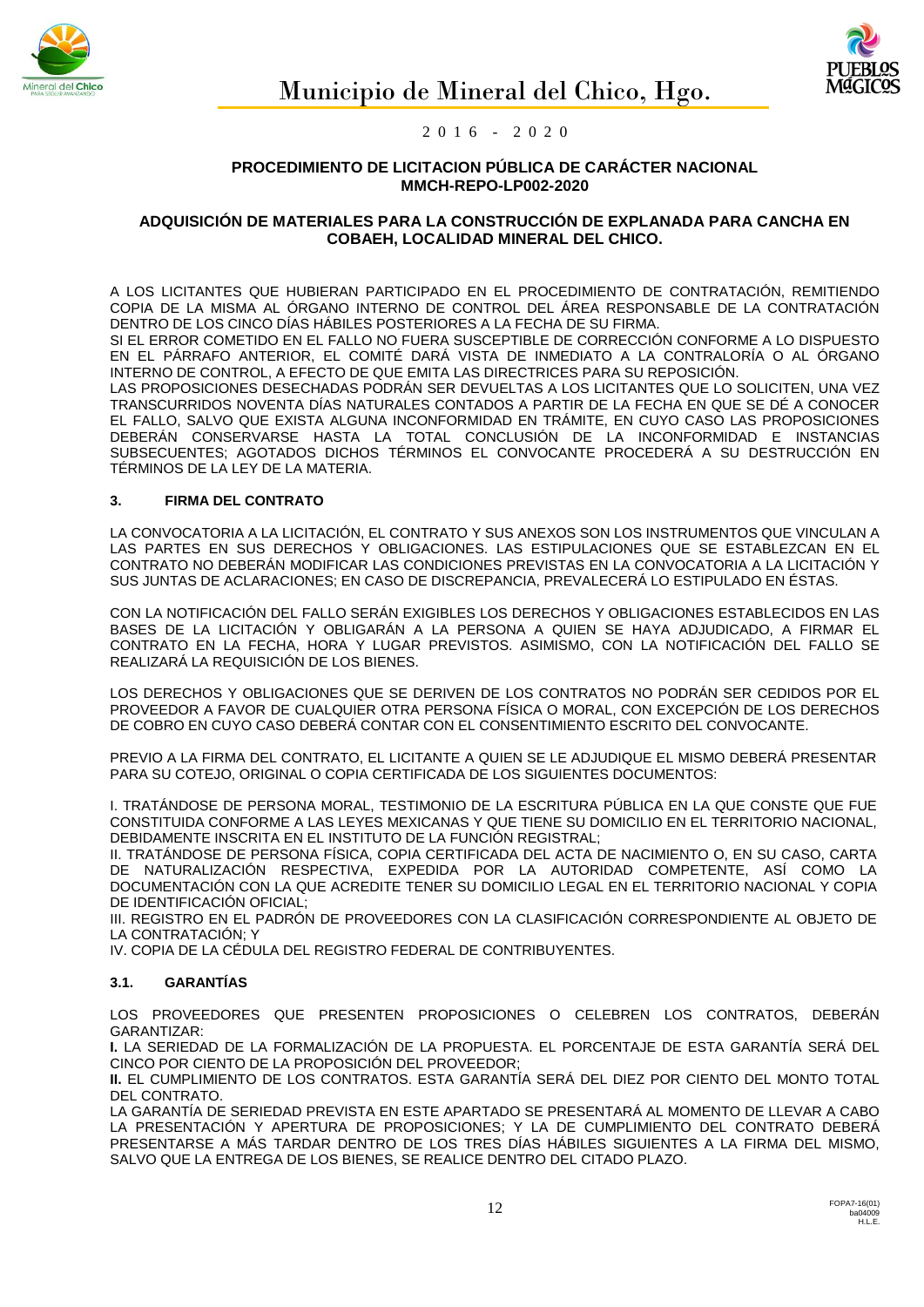**PROCEDIMIENTO DE LICITACION PÚBLICA DE CARÁCTER NACIONAL MMCH-REPO-LP002-2020**

**ADQUISICIÓN DE MATERIALES PARA LA CONSTRUCCIÓN DE EXPLANADA PARA CANCHA EN COBAEH, LOCALIDAD MINERAL DEL CHICO.**

A LOS LICITANTES QUE HUBIERAN PARTICIPADO EN EL PROCEDIMIENTO DE CONTRATACIÓN, REMITIENDO COPIA DE LA MISMA AL ÓRGANO INTERNO DE CONTROL DEL ÁREA RESPONSABLE DE LA CONTRATACIÓN DENTRO DE LOS CINCO DÍAS HÁBILES POSTERIORES A LA FECHA DE SU FIRMA.
SI EL ERROR COMETIDO EN EL FALLO NO FUERA SUSCEPTIBLE DE CORRECCIÓN CONFORME A LO DISPUESTO EN EL PÁRRAFO ANTERIOR, EL COMITÉ DARÁ VISTA DE INMEDIATO A LA CONTRALORÍA O AL ÓRGANO INTERNO DE CONTROL, A EFECTO DE QUE EMITA LAS DIRECTRICES PARA SU REPOSICIÓN.
LAS PROPOSICIONES DESECHADAS PODRÁN SER DEVUELTAS A LOS LICITANTES QUE LO SOLICITEN, UNA VEZ TRANSCURRIDOS NOVENTA DÍAS NATURALES CONTADOS A PARTIR DE LA FECHA EN QUE SE DÉ A CONOCER EL FALLO, SALVO QUE EXISTA ALGUNA INCONFORMIDAD EN TRÁMITE, EN CUYO CASO LAS PROPOSICIONES DEBERÁN CONSERVARSE HASTA LA TOTAL CONCLUSIÓN DE LA INCONFORMIDAD E INSTANCIAS SUBSECUENTES; AGOTADOS DICHOS TÉRMINOS EL CONVOCANTE PROCEDERÁ A SU DESTRUCCIÓN EN TÉRMINOS DE LA LEY DE LA MATERIA.

## 3. FIRMA DEL CONTRATO

LA CONVOCATORIA A LA LICITACIÓN, EL CONTRATO Y SUS ANEXOS SON LOS INSTRUMENTOS QUE VINCULAN A LAS PARTES EN SUS DERECHOS Y OBLIGACIONES. LAS ESTIPULACIONES QUE SE ESTABLEZCAN EN EL CONTRATO NO DEBERÁN MODIFICAR LAS CONDICIONES PREVISTAS EN LA CONVOCATORIA A LA LICITACIÓN Y SUS JUNTAS DE ACLARACIONES; EN CASO DE DISCREPANCIA, PREVALECERÁ LO ESTIPULADO EN ÉSTAS.

CON LA NOTIFICACIÓN DEL FALLO SERÁN EXIGIBLES LOS DERECHOS Y OBLIGACIONES ESTABLECIDOS EN LAS BASES DE LA LICITACIÓN Y OBLIGARÁN A LA PERSONA A QUIEN SE HAYA ADJUDICADO, A FIRMAR EL CONTRATO EN LA FECHA, HORA Y LUGAR PREVISTOS. ASIMISMO, CON LA NOTIFICACIÓN DEL FALLO SE REALIZARÁ LA REQUISICIÓN DE LOS BIENES.

LOS DERECHOS Y OBLIGACIONES QUE SE DERIVEN DE LOS CONTRATOS NO PODRÁN SER CEDIDOS POR EL PROVEEDOR A FAVOR DE CUALQUIER OTRA PERSONA FÍSICA O MORAL, CON EXCEPCIÓN DE LOS DERECHOS DE COBRO EN CUYO CASO DEBERÁ CONTAR CON EL CONSENTIMIENTO ESCRITO DEL CONVOCANTE.

PREVIO A LA FIRMA DEL CONTRATO, EL LICITANTE A QUIEN SE LE ADJUDIQUE EL MISMO DEBERÁ PRESENTAR PARA SU COTEJO, ORIGINAL O COPIA CERTIFICADA DE LOS SIGUIENTES DOCUMENTOS:

I. TRATÁNDOSE DE PERSONA MORAL, TESTIMONIO DE LA ESCRITURA PÚBLICA EN LA QUE CONSTE QUE FUE CONSTITUIDA CONFORME A LAS LEYES MEXICANAS Y QUE TIENE SU DOMICILIO EN EL TERRITORIO NACIONAL, DEBIDAMENTE INSCRITA EN EL INSTITUTO DE LA FUNCIÓN REGISTRAL;
II. TRATÁNDOSE DE PERSONA FÍSICA, COPIA CERTIFICADA DEL ACTA DE NACIMIENTO O, EN SU CASO, CARTA DE NATURALIZACIÓN RESPECTIVA, EXPEDIDA POR LA AUTORIDAD COMPETENTE, ASÍ COMO LA DOCUMENTACIÓN CON LA QUE ACREDITE TENER SU DOMICILIO LEGAL EN EL TERRITORIO NACIONAL Y COPIA DE IDENTIFICACIÓN OFICIAL;
III. REGISTRO EN EL PADRÓN DE PROVEEDORES CON LA CLASIFICACIÓN CORRESPONDIENTE AL OBJETO DE LA CONTRATACIÓN; Y
IV. COPIA DE LA CÉDULA DEL REGISTRO FEDERAL DE CONTRIBUYENTES.

### 3.1. GARANTÍAS

LOS PROVEEDORES QUE PRESENTEN PROPOSICIONES O CELEBREN LOS CONTRATOS, DEBERÁN GARANTIZAR:
**I.** LA SERIEDAD DE LA FORMALIZACIÓN DE LA PROPUESTA. EL PORCENTAJE DE ESTA GARANTÍA SERÁ DEL CINCO POR CIENTO DE LA PROPOSICIÓN DEL PROVEEDOR;
**II.** EL CUMPLIMIENTO DE LOS CONTRATOS. ESTA GARANTÍA SERÁ DEL DIEZ POR CIENTO DEL MONTO TOTAL DEL CONTRATO.
LA GARANTÍA DE SERIEDAD PREVISTA EN ESTE APARTADO SE PRESENTARÁ AL MOMENTO DE LLEVAR A CABO LA PRESENTACIÓN Y APERTURA DE PROPOSICIONES; Y LA DE CUMPLIMIENTO DEL CONTRATO DEBERÁ PRESENTARSE A MÁS TARDAR DENTRO DE LOS TRES DÍAS HÁBILES SIGUIENTES A LA FIRMA DEL MISMO, SALVO QUE LA ENTREGA DE LOS BIENES, SE REALICE DENTRO DEL CITADO PLAZO.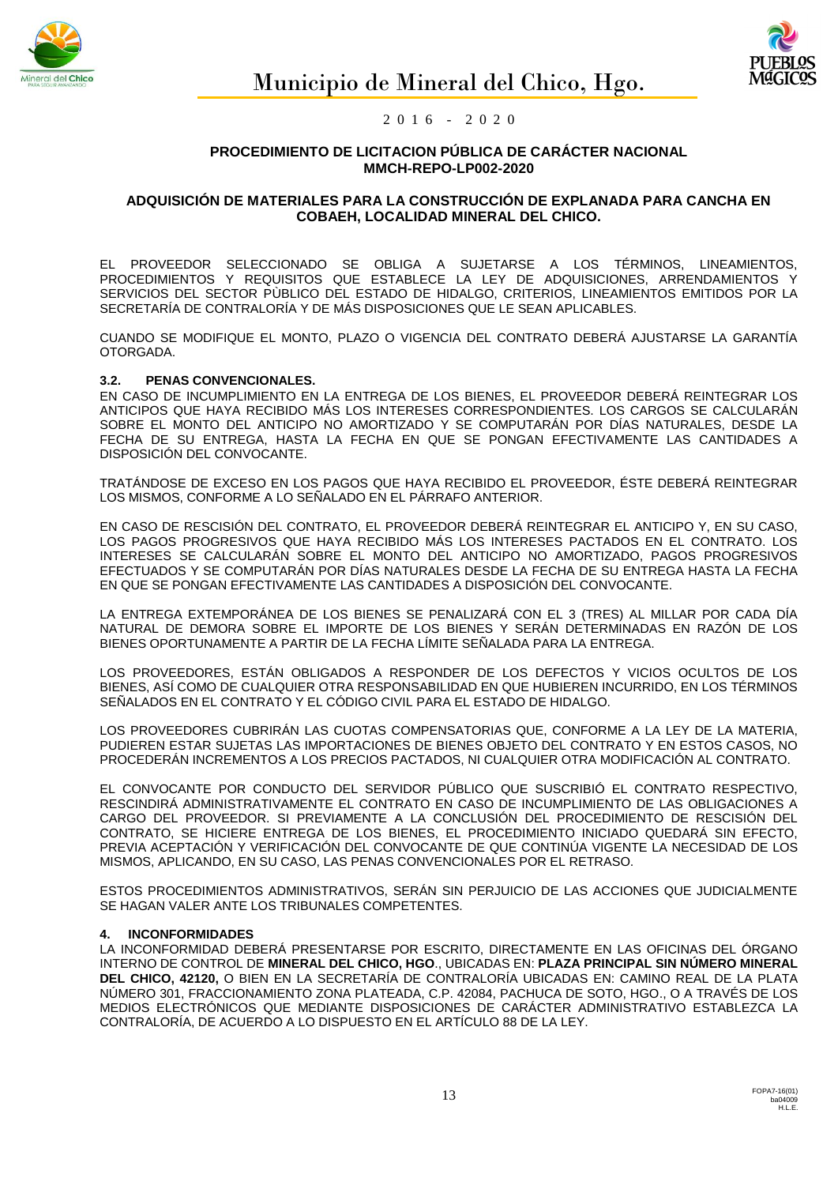**PROCEDIMIENTO DE LICITACION PÚBLICA DE CARÁCTER NACIONAL**
**MMCH-REPO-LP002-2020**

**ADQUISICIÓN DE MATERIALES PARA LA CONSTRUCCIÓN DE EXPLANADA PARA CANCHA EN COBAEH, LOCALIDAD MINERAL DEL CHICO.**

EL PROVEEDOR SELECCIONADO SE OBLIGA A SUJETARSE A LOS TÉRMINOS, LINEAMIENTOS, PROCEDIMIENTOS Y REQUISITOS QUE ESTABLECE LA LEY DE ADQUISICIONES, ARRENDAMIENTOS Y SERVICIOS DEL SECTOR PÚBLICO DEL ESTADO DE HIDALGO, CRITERIOS, LINEAMIENTOS EMITIDOS POR LA SECRETARÍA DE CONTRALORÍA Y DE MÁS DISPOSICIONES QUE LE SEAN APLICABLES.

CUANDO SE MODIFIQUE EL MONTO, PLAZO O VIGENCIA DEL CONTRATO DEBERÁ AJUSTARSE LA GARANTÍA OTORGADA.

### 3.2. PENAS CONVENCIONALES.

EN CASO DE INCUMPLIMIENTO EN LA ENTREGA DE LOS BIENES, EL PROVEEDOR DEBERÁ REINTEGRAR LOS ANTICIPOS QUE HAYA RECIBIDO MÁS LOS INTERESES CORRESPONDIENTES. LOS CARGOS SE CALCULARÁN SOBRE EL MONTO DEL ANTICIPO NO AMORTIZADO Y SE COMPUTARÁN POR DÍAS NATURALES, DESDE LA FECHA DE SU ENTREGA, HASTA LA FECHA EN QUE SE PONGAN EFECTIVAMENTE LAS CANTIDADES A DISPOSICIÓN DEL CONVOCANTE.

TRATÁNDOSE DE EXCESO EN LOS PAGOS QUE HAYA RECIBIDO EL PROVEEDOR, ÉSTE DEBERÁ REINTEGRAR LOS MISMOS, CONFORME A LO SEÑALADO EN EL PÁRRAFO ANTERIOR.

EN CASO DE RESCISIÓN DEL CONTRATO, EL PROVEEDOR DEBERÁ REINTEGRAR EL ANTICIPO Y, EN SU CASO, LOS PAGOS PROGRESIVOS QUE HAYA RECIBIDO MÁS LOS INTERESES PACTADOS EN EL CONTRATO. LOS INTERESES SE CALCULARÁN SOBRE EL MONTO DEL ANTICIPO NO AMORTIZADO, PAGOS PROGRESIVOS EFECTUADOS Y SE COMPUTARÁN POR DÍAS NATURALES DESDE LA FECHA DE SU ENTREGA HASTA LA FECHA EN QUE SE PONGAN EFECTIVAMENTE LAS CANTIDADES A DISPOSICIÓN DEL CONVOCANTE.

LA ENTREGA EXTEMPORÁNEA DE LOS BIENES SE PENALIZARÁ CON EL 3 (TRES) AL MILLAR POR CADA DÍA NATURAL DE DEMORA SOBRE EL IMPORTE DE LOS BIENES Y SERÁN DETERMINADAS EN RAZÓN DE LOS BIENES OPORTUNAMENTE A PARTIR DE LA FECHA LÍMITE SEÑALADA PARA LA ENTREGA.

LOS PROVEEDORES, ESTÁN OBLIGADOS A RESPONDER DE LOS DEFECTOS Y VICIOS OCULTOS DE LOS BIENES, ASÍ COMO DE CUALQUIER OTRA RESPONSABILIDAD EN QUE HUBIEREN INCURRIDO, EN LOS TÉRMINOS SEÑALADOS EN EL CONTRATO Y EL CÓDIGO CIVIL PARA EL ESTADO DE HIDALGO.

LOS PROVEEDORES CUBRIRÁN LAS CUOTAS COMPENSATORIAS QUE, CONFORME A LA LEY DE LA MATERIA, PUDIEREN ESTAR SUJETAS LAS IMPORTACIONES DE BIENES OBJETO DEL CONTRATO Y EN ESTOS CASOS, NO PROCEDERÁN INCREMENTOS A LOS PRECIOS PACTADOS, NI CUALQUIER OTRA MODIFICACIÓN AL CONTRATO.

EL CONVOCANTE POR CONDUCTO DEL SERVIDOR PÚBLICO QUE SUSCRIBIÓ EL CONTRATO RESPECTIVO, RESCINDIRÁ ADMINISTRATIVAMENTE EL CONTRATO EN CASO DE INCUMPLIMIENTO DE LAS OBLIGACIONES A CARGO DEL PROVEEDOR. SI PREVIAMENTE A LA CONCLUSIÓN DEL PROCEDIMIENTO DE RESCISIÓN DEL CONTRATO, SE HICIERE ENTREGA DE LOS BIENES, EL PROCEDIMIENTO INICIADO QUEDARÁ SIN EFECTO, PREVIA ACEPTACIÓN Y VERIFICACIÓN DEL CONVOCANTE DE QUE CONTINÚA VIGENTE LA NECESIDAD DE LOS MISMOS, APLICANDO, EN SU CASO, LAS PENAS CONVENCIONALES POR EL RETRASO.

ESTOS PROCEDIMIENTOS ADMINISTRATIVOS, SERÁN SIN PERJUICIO DE LAS ACCIONES QUE JUDICIALMENTE SE HAGAN VALER ANTE LOS TRIBUNALES COMPETENTES.

## 4. INCONFORMIDADES

LA INCONFORMIDAD DEBERÁ PRESENTARSE POR ESCRITO, DIRECTAMENTE EN LAS OFICINAS DEL ÓRGANO INTERNO DE CONTROL DE **MINERAL DEL CHICO, HGO**., UBICADAS EN: **PLAZA PRINCIPAL SIN NÚMERO MINERAL DEL CHICO, 42120,** O BIEN EN LA SECRETARÍA DE CONTRALORÍA UBICADAS EN: CAMINO REAL DE LA PLATA NÚMERO 301, FRACCIONAMIENTO ZONA PLATEADA, C.P. 42084, PACHUCA DE SOTO, HGO., O A TRAVÉS DE LOS MEDIOS ELECTRÓNICOS QUE MEDIANTE DISPOSICIONES DE CARÁCTER ADMINISTRATIVO ESTABLEZCA LA CONTRALORÍA, DE ACUERDO A LO DISPUESTO EN EL ARTÍCULO 88 DE LA LEY.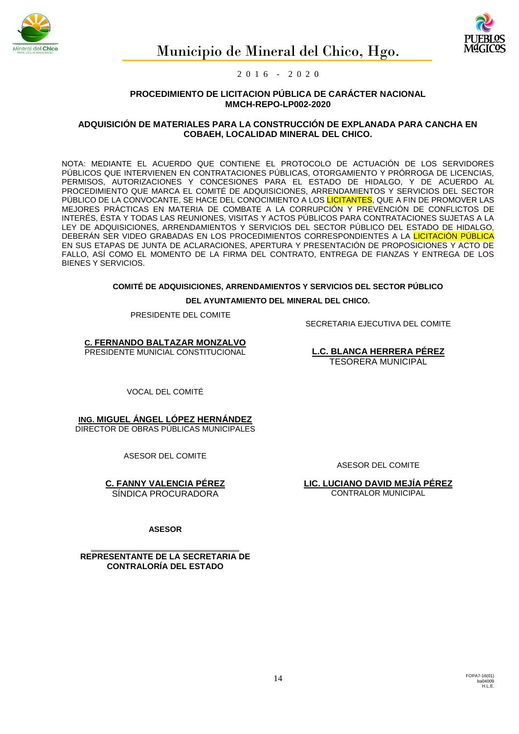**PROCEDIMIENTO DE LICITACION PÚBLICA DE CARÁCTER NACIONAL**
**MMCH-REPO-LP002-2020**

**ADQUISICIÓN DE MATERIALES PARA LA CONSTRUCCIÓN DE EXPLANADA PARA CANCHA EN COBAEH, LOCALIDAD MINERAL DEL CHICO.**

NOTA: MEDIANTE EL ACUERDO QUE CONTIENE EL PROTOCOLO DE ACTUACIÓN DE LOS SERVIDORES PÚBLICOS QUE INTERVIENEN EN CONTRATACIONES PÚBLICAS, OTORGAMIENTO Y PRÓRROGA DE LICENCIAS, PERMISOS, AUTORIZACIONES Y CONCESIONES PARA EL ESTADO DE HIDALGO, Y DE ACUERDO AL PROCEDIMIENTO QUE MARCA EL COMITÉ DE ADQUISICIONES, ARRENDAMIENTOS Y SERVICIOS DEL SECTOR PÚBLICO DE LA CONVOCANTE, SE HACE DEL CONOCIMIENTO A LOS LICITANTES, QUE A FIN DE PROMOVER LAS MEJORES PRÁCTICAS EN MATERIA DE COMBATE A LA CORRUPCIÓN Y PREVENCIÓN DE CONFLICTOS DE INTERÉS, ÉSTA Y TODAS LAS REUNIONES, VISITAS Y ACTOS PÚBLICOS PARA CONTRATACIONES SUJETAS A LA LEY DE ADQUISICIONES, ARRENDAMIENTOS Y SERVICIOS DEL SECTOR PÚBLICO DEL ESTADO DE HIDALGO, DEBERÁN SER VIDEO GRABADAS EN LOS PROCEDIMIENTOS CORRESPONDIENTES A LA LICITACIÓN PÚBLICA EN SUS ETAPAS DE JUNTA DE ACLARACIONES, APERTURA Y PRESENTACIÓN DE PROPOSICIONES Y ACTO DE FALLO, ASÍ COMO EL MOMENTO DE LA FIRMA DEL CONTRATO, ENTREGA DE FIANZAS Y ENTREGA DE LOS BIENES Y SERVICIOS.

**COMITÉ DE ADQUISICIONES, ARRENDAMIENTOS Y SERVICIOS DEL SECTOR PÚBLICO**

**DEL AYUNTAMIENTO DEL MINERAL DEL CHICO.**

PRESIDENTE DEL COMITE

**C. FERNANDO BALTAZAR MONZALVO**
PRESIDENTE MUNICIPAL CONSTITUCIONAL

SECRETARIA EJECUTIVA DEL COMITE

**L.C. BLANCA HERRERA PÉREZ**
TESORERA MUNICIPAL

VOCAL DEL COMITÉ

**ING. MIGUEL ÁNGEL LÓPEZ HERNÁNDEZ**
DIRECTOR DE OBRAS PÚBLICAS MUNICIPALES

ASESOR DEL COMITE

**C. FANNY VALENCIA PÉREZ**
SÍNDICA PROCURADORA

ASESOR DEL COMITE

**LIC. LUCIANO DAVID MEJÍA PÉREZ**
CONTRALOR MUNICIPAL

**ASESOR**

**REPRESENTANTE DE LA SECRETARIA DE CONTRALORÍA DEL ESTADO**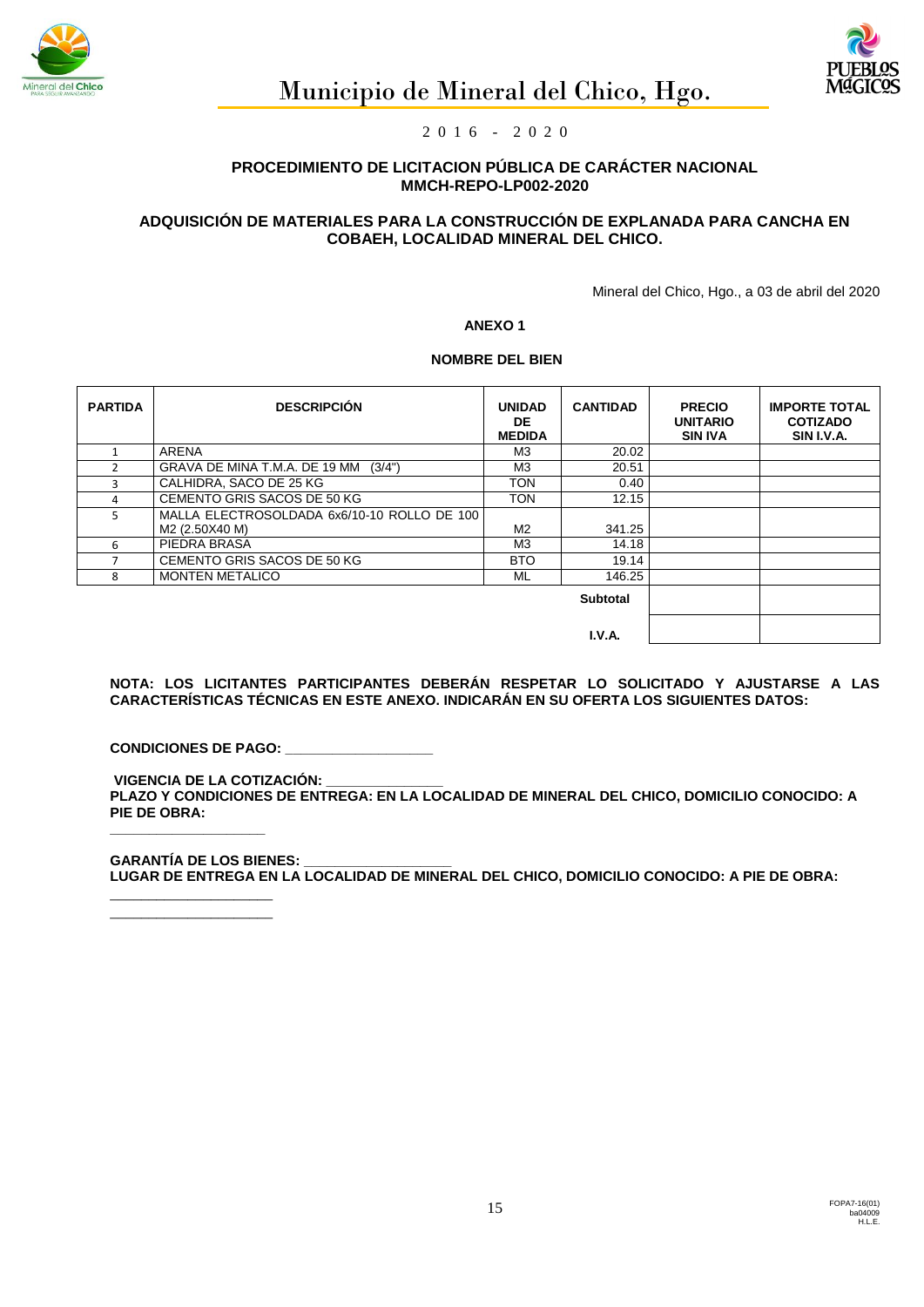Municipio de Mineral del Chico, Hgo.

2 0 1 6 - 2 0 2 0

**PROCEDIMIENTO DE LICITACION PÚBLICA DE CARÁCTER NACIONAL**
**MMCH-REPO-LP002-2020**

**ADQUISICIÓN DE MATERIALES PARA LA CONSTRUCCIÓN DE EXPLANADA PARA CANCHA EN COBAEH, LOCALIDAD MINERAL DEL CHICO.**

Mineral del Chico, Hgo., a 03 de abril del 2020

**ANEXO 1**

**NOMBRE DEL BIEN**

| PARTIDA | DESCRIPCIÓN | UNIDAD DE MEDIDA | CANTIDAD | PRECIO UNITARIO SIN IVA | IMPORTE TOTAL COTIZADO SIN I.V.A. |
|---|---|---|---|---|---|
| 1 | ARENA | M3 | 20.02 | | |
| 2 | GRAVA DE MINA T.M.A. DE 19 MM (3/4") | M3 | 20.51 | | |
| 3 | CALHIDRA, SACO DE 25 KG | TON | 0.40 | | |
| 4 | CEMENTO GRIS SACOS DE 50 KG | TON | 12.15 | | |
| 5 | MALLA ELECTROSOLDADA 6x6/10-10 ROLLO DE 100 M2 (2.50X40 M) | M2 | 341.25 | | |
| 6 | PIEDRA BRASA | M3 | 14.18 | | |
| 7 | CEMENTO GRIS SACOS DE 50 KG | BTO | 19.14 | | |
| 8 | MONTEN METALICO | ML | 146.25 | | |
| | | | **Subtotal** | | |
| | | | **I.V.A.** | | |

**NOTA: LOS LICITANTES PARTICIPANTES DEBERÁN RESPETAR LO SOLICITADO Y AJUSTARSE A LAS CARACTERÍSTICAS TÉCNICAS EN ESTE ANEXO. INDICARÁN EN SU OFERTA LOS SIGUIENTES DATOS:**

**CONDICIONES DE PAGO: ___________________**

**VIGENCIA DE LA COTIZACIÓN: _______________**
**PLAZO Y CONDICIONES DE ENTREGA: EN LA LOCALIDAD DE MINERAL DEL CHICO, DOMICILIO CONOCIDO: A PIE DE OBRA:**

____________________

**GARANTÍA DE LOS BIENES: ___________________**
**LUGAR DE ENTREGA EN LA LOCALIDAD DE MINERAL DEL CHICO, DOMICILIO CONOCIDO: A PIE DE OBRA:**

_____________________
_____________________

FOPA7-16(01)
ba04009
H.L.E.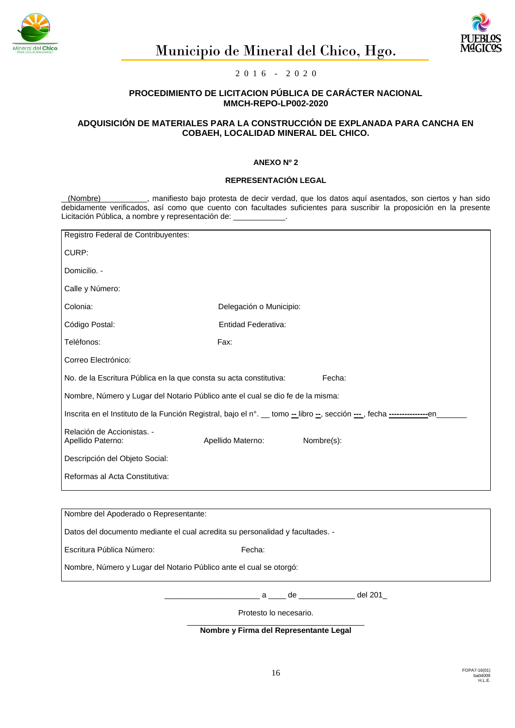Municipio de Mineral del Chico, Hgo.

2 0 1 6 - 2 0 2 0

**PROCEDIMIENTO DE LICITACION PÚBLICA DE CARÁCTER NACIONAL**
**MMCH-REPO-LP002-2020**

**ADQUISICIÓN DE MATERIALES PARA LA CONSTRUCCIÓN DE EXPLANADA PARA CANCHA EN COBAEH, LOCALIDAD MINERAL DEL CHICO.**

**ANEXO Nº 2**

**REPRESENTACIÓN LEGAL**

__(Nombre)__________, manifiesto bajo protesta de decir verdad, que los datos aquí asentados, son ciertos y han sido debidamente verificados, así como que cuento con facultades suficientes para suscribir la proposición en la presente Licitación Pública, a nombre y representación de: ____________.

Registro Federal de Contribuyentes:

CURP:

Domicilio. -

Calle y Número:

Colonia: Delegación o Municipio:

Código Postal: Entidad Federativa:

Teléfonos: Fax:

Correo Electrónico:

No. de la Escritura Pública en la que consta su acta constitutiva: Fecha:

Nombre, Número y Lugar del Notario Público ante el cual se dio fe de la misma:

Inscrita en el Instituto de la Función Registral, bajo el n°. __ tomo -- libro --, sección ---, fecha ---------------en_______

Relación de Accionistas. -
Apellido Paterno: Apellido Materno: Nombre(s):

Descripción del Objeto Social:

Reformas al Acta Constitutiva:

---

Nombre del Apoderado o Representante:

Datos del documento mediante el cual acredita su personalidad y facultades. -

Escritura Pública Número: Fecha:

Nombre, Número y Lugar del Notario Público ante el cual se otorgó:

---

______________________ a ____ de _____________ del 201_

Protesto lo necesario.

__________________________________________
**Nombre y Firma del Representante Legal**

FOPA7-16(01)
ba04009
H.L.E.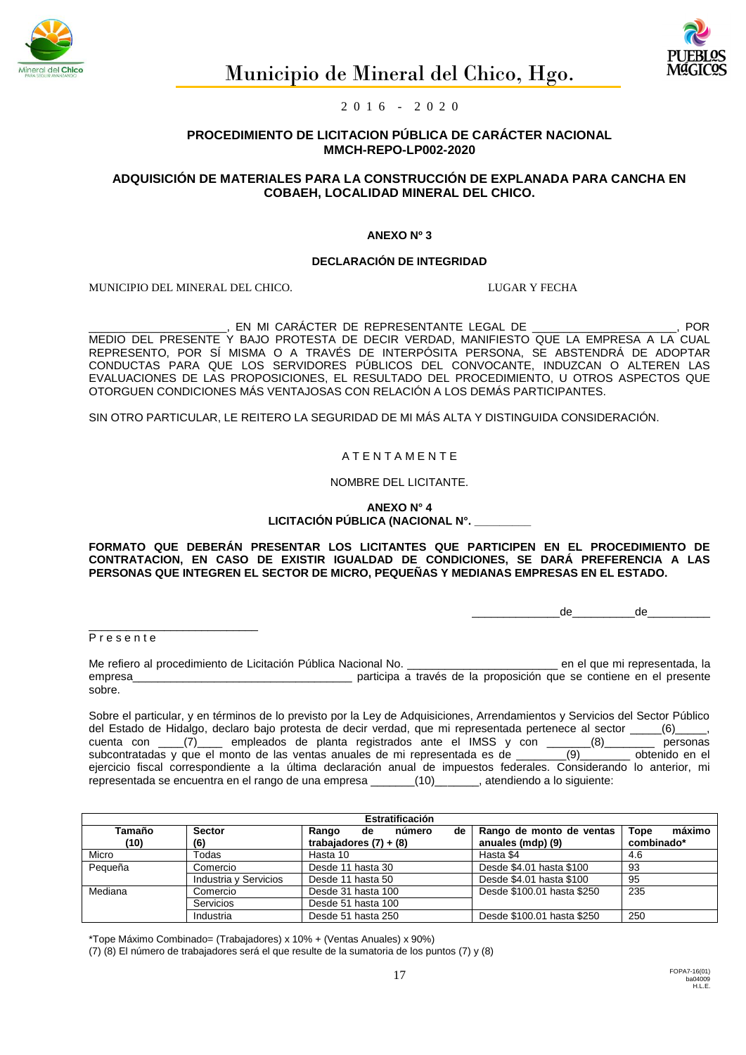Municipio de Mineral del Chico, Hgo.

2 0 1 6 - 2 0 2 0

**PROCEDIMIENTO DE LICITACION PÚBLICA DE CARÁCTER NACIONAL**
**MMCH-REPO-LP002-2020**

**ADQUISICIÓN DE MATERIALES PARA LA CONSTRUCCIÓN DE EXPLANADA PARA CANCHA EN COBAEH, LOCALIDAD MINERAL DEL CHICO.**

**ANEXO Nº 3**

**DECLARACIÓN DE INTEGRIDAD**

MUNICIPIO DEL MINERAL DEL CHICO. LUGAR Y FECHA

____________________, EN MI CARÁCTER DE REPRESENTANTE LEGAL DE _____________________, POR MEDIO DEL PRESENTE Y BAJO PROTESTA DE DECIR VERDAD, MANIFIESTO QUE LA EMPRESA A LA CUAL REPRESENTO, POR SÍ MISMA O A TRAVÉS DE INTERPÓSITA PERSONA, SE ABSTENDRÁ DE ADOPTAR CONDUCTAS PARA QUE LOS SERVIDORES PÚBLICOS DEL CONVOCANTE, INDUZCAN O ALTEREN LAS EVALUACIONES DE LAS PROPOSICIONES, EL RESULTADO DEL PROCEDIMIENTO, U OTROS ASPECTOS QUE OTORGUEN CONDICIONES MÁS VENTAJOSAS CON RELACIÓN A LOS DEMÁS PARTICIPANTES.

SIN OTRO PARTICULAR, LE REITERO LA SEGURIDAD DE MI MÁS ALTA Y DISTINGUIDA CONSIDERACIÓN.

A T E N T A M E N T E

NOMBRE DEL LICITANTE.

**ANEXO N° 4**
**LICITACIÓN PÚBLICA (NACIONAL N°. _________**

**FORMATO QUE DEBERÁN PRESENTAR LOS LICITANTES QUE PARTICIPEN EN EL PROCEDIMIENTO DE CONTRATACION, EN CASO DE EXISTIR IGUALDAD DE CONDICIONES, SE DARÁ PREFERENCIA A LAS PERSONAS QUE INTEGREN EL SECTOR DE MICRO, PEQUEÑAS Y MEDIANAS EMPRESAS EN EL ESTADO.**

______________de__________de__________

__________________________
P r e s e n t e

Me refiero al procedimiento de Licitación Pública Nacional No. ________________________ en el que mi representada, la empresa___________________________________ participa a través de la proposición que se contiene en el presente sobre.

Sobre el particular, y en términos de lo previsto por la Ley de Adquisiciones, Arrendamientos y Servicios del Sector Público del Estado de Hidalgo, declaro bajo protesta de decir verdad, que mi representada pertenece al sector _____(6)_____, cuenta con ____(7)____ empleados de planta registrados ante el IMSS y con _______(8)________ personas subcontratadas y que el monto de las ventas anuales de mi representada es de ________(9)________ obtenido en el ejercicio fiscal correspondiente a la última declaración anual de impuestos federales. Considerando lo anterior, mi representada se encuentra en el rango de una empresa _______(10)_______, atendiendo a lo siguiente:

| Estratificación | | | | |
|---|---|---|---|---|
| **Tamaño (10)** | **Sector (6)** | **Rango de número de trabajadores (7) + (8)** | **Rango de monto de ventas anuales (mdp) (9)** | **Tope máximo combinado*** |
| Micro | Todas | Hasta 10 | Hasta $4 | 4.6 |
| Pequeña | Comercio | Desde 11 hasta 30 | Desde $4.01 hasta $100 | 93 |
| | Industria y Servicios | Desde 11 hasta 50 | Desde $4.01 hasta $100 | 95 |
| Mediana | Comercio | Desde 31 hasta 100 | Desde $100.01 hasta $250 | 235 |
| | Servicios | Desde 51 hasta 100 | | |
| | Industria | Desde 51 hasta 250 | Desde $100.01 hasta $250 | 250 |

*Tope Máximo Combinado= (Trabajadores) x 10% + (Ventas Anuales) x 90%)

(7) (8) El número de trabajadores será el que resulte de la sumatoria de los puntos (7) y (8)

FOPA7-16(01)
ba04009
H.L.E.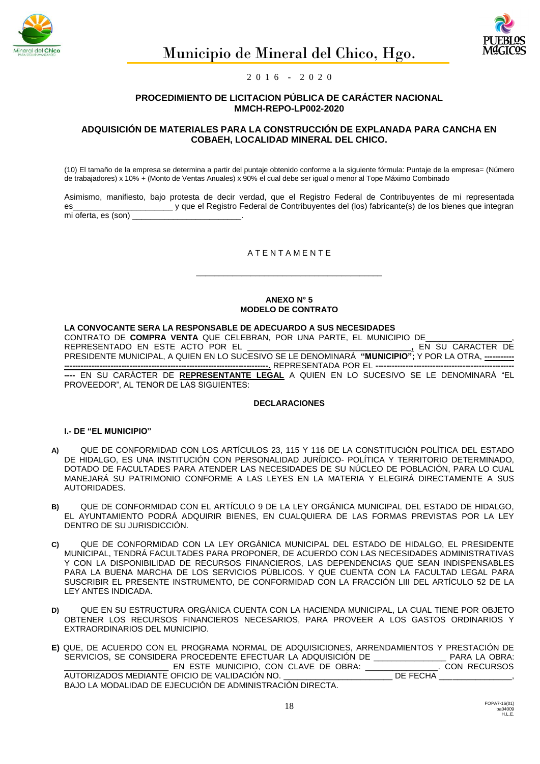### PROCEDIMIENTO DE LICITACION PÚBLICA DE CARÁCTER NACIONAL
### MMCH-REPO-LP002-2020

### ADQUISICIÓN DE MATERIALES PARA LA CONSTRUCCIÓN DE EXPLANADA PARA CANCHA EN COBAEH, LOCALIDAD MINERAL DEL CHICO.

(10) El tamaño de la empresa se determina a partir del puntaje obtenido conforme a la siguiente fórmula: Puntaje de la empresa= (Número de trabajadores) x 10% + (Monto de Ventas Anuales) x 90% el cual debe ser igual o menor al Tope Máximo Combinado

Asimismo, manifiesto, bajo protesta de decir verdad, que el Registro Federal de Contribuyentes de mi representada es______________________ y que el Registro Federal de Contribuyentes del (los) fabricante(s) de los bienes que integran mi oferta, es (son) ________________________.

A T E N T A M E N T E

________________________________________

**ANEXO N° 5**
**MODELO DE CONTRATO**

**LA CONVOCANTE SERA LA RESPONSABLE DE ADECUARDO A SUS NECESIDADES**

CONTRATO DE **COMPRA VENTA** QUE CELEBRAN, POR UNA PARTE, EL MUNICIPIO DE__________________, REPRESENTADO EN ESTE ACTO POR EL ___________________________________, EN SU CARACTER DE PRESIDENTE MUNICIPAL, A QUIEN EN LO SUCESIVO SE LE DENOMINARÁ **"MUNICIPIO"**; Y POR LA OTRA, ------------------------------------------------------------------------------------. REPRESENTADA POR EL ------------------------------------------------------ EN SU CARÁCTER DE **REPRESENTANTE LEGAL** A QUIEN EN LO SUCESIVO SE LE DENOMINARÁ "EL PROVEEDOR", AL TENOR DE LAS SIGUIENTES:

**DECLARACIONES**

**I.- DE "EL MUNICIPIO"**

**A)** QUE DE CONFORMIDAD CON LOS ARTÍCULOS 23, 115 Y 116 DE LA CONSTITUCIÓN POLÍTICA DEL ESTADO DE HIDALGO, ES UNA INSTITUCIÓN CON PERSONALIDAD JURÍDICO- POLÍTICA Y TERRITORIO DETERMINADO, DOTADO DE FACULTADES PARA ATENDER LAS NECESIDADES DE SU NÚCLEO DE POBLACIÓN, PARA LO CUAL MANEJARÁ SU PATRIMONIO CONFORME A LAS LEYES EN LA MATERIA Y ELEGIRÁ DIRECTAMENTE A SUS AUTORIDADES.

**B)** QUE DE CONFORMIDAD CON EL ARTÍCULO 9 DE LA LEY ORGÁNICA MUNICIPAL DEL ESTADO DE HIDALGO, EL AYUNTAMIENTO PODRÁ ADQUIRIR BIENES, EN CUALQUIERA DE LAS FORMAS PREVISTAS POR LA LEY DENTRO DE SU JURISDICCIÓN.

**C)** QUE DE CONFORMIDAD CON LA LEY ORGÁNICA MUNICIPAL DEL ESTADO DE HIDALGO, EL PRESIDENTE MUNICIPAL, TENDRÁ FACULTADES PARA PROPONER, DE ACUERDO CON LAS NECESIDADES ADMINISTRATIVAS Y CON LA DISPONIBILIDAD DE RECURSOS FINANCIEROS, LAS DEPENDENCIAS QUE SEAN INDISPENSABLES PARA LA BUENA MARCHA DE LOS SERVICIOS PÚBLICOS. Y QUE CUENTA CON LA FACULTAD LEGAL PARA SUSCRIBIR EL PRESENTE INSTRUMENTO, DE CONFORMIDAD CON LA FRACCIÓN LIII DEL ARTÍCULO 52 DE LA LEY ANTES INDICADA.

**D)** QUE EN SU ESTRUCTURA ORGÁNICA CUENTA CON LA HACIENDA MUNICIPAL, LA CUAL TIENE POR OBJETO OBTENER LOS RECURSOS FINANCIEROS NECESARIOS, PARA PROVEER A LOS GASTOS ORDINARIOS Y EXTRAORDINARIOS DEL MUNICIPIO.

**E)** QUE, DE ACUERDO CON EL PROGRAMA NORMAL DE ADQUISICIONES, ARRENDAMIENTOS Y PRESTACIÓN DE SERVICIOS, SE CONSIDERA PROCEDENTE EFECTUAR LA ADQUISICIÓN DE _______________ PARA LA OBRA: ______________________ EN ESTE MUNICIPIO, CON CLAVE DE OBRA: _______________. CON RECURSOS AUTORIZADOS MEDIANTE OFICIO DE VALIDACIÓN NO. _______________________ DE FECHA _______________, BAJO LA MODALIDAD DE EJECUCIÓN DE ADMINISTRACIÓN DIRECTA.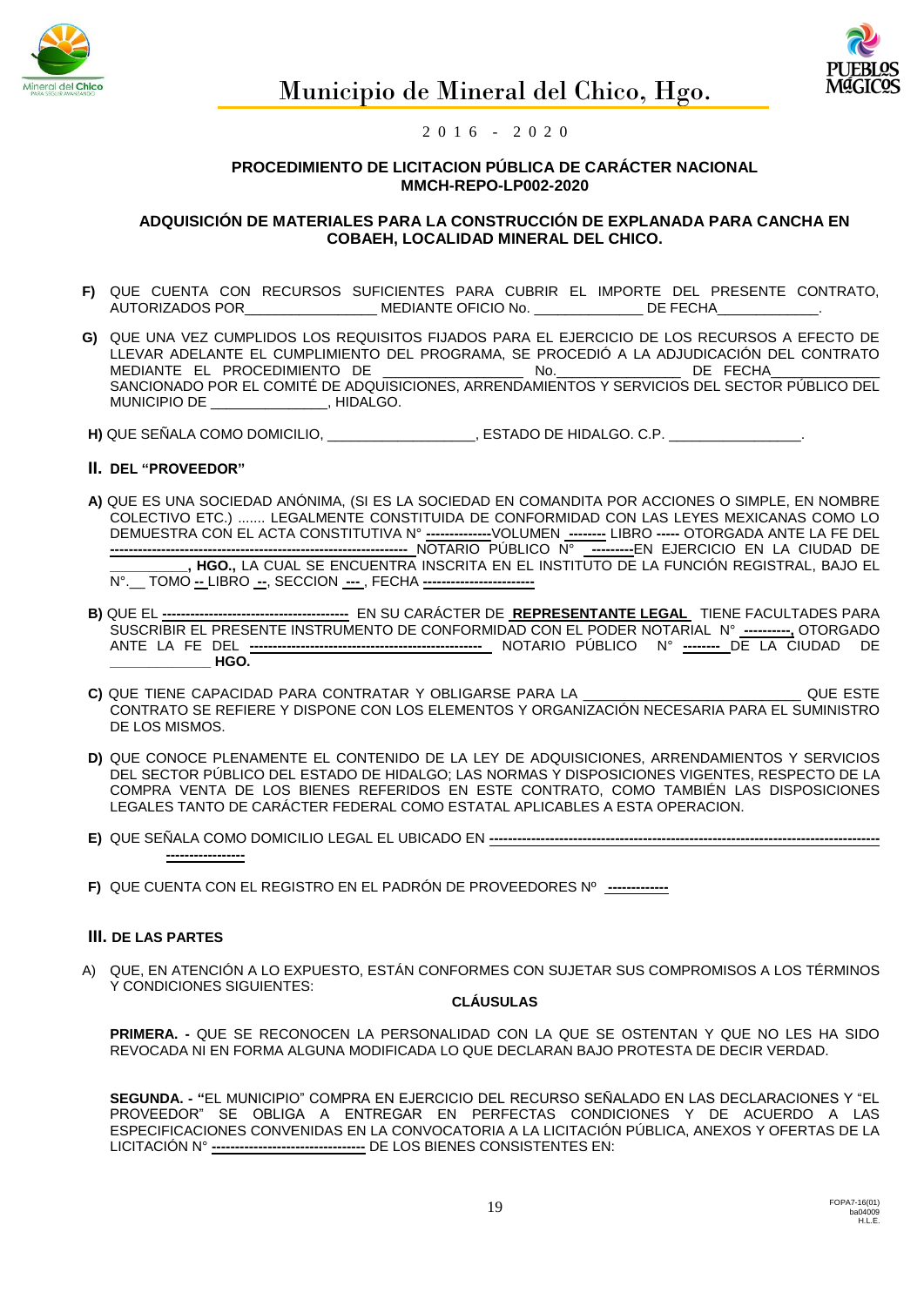**PROCEDIMIENTO DE LICITACION PÚBLICA DE CARÁCTER NACIONAL**
**MMCH-REPO-LP002-2020**

**ADQUISICIÓN DE MATERIALES PARA LA CONSTRUCCIÓN DE EXPLANADA PARA CANCHA EN COBAEH, LOCALIDAD MINERAL DEL CHICO.**

**F)** QUE CUENTA CON RECURSOS SUFICIENTES PARA CUBRIR EL IMPORTE DEL PRESENTE CONTRATO, AUTORIZADOS POR_________________ MEDIANTE OFICIO No. ______________ DE FECHA_____________.

**G)** QUE UNA VEZ CUMPLIDOS LOS REQUISITOS FIJADOS PARA EL EJERCICIO DE LOS RECURSOS A EFECTO DE LLEVAR ADELANTE EL CUMPLIMIENTO DEL PROGRAMA, SE PROCEDIÓ A LA ADJUDICACIÓN DEL CONTRATO MEDIANTE EL PROCEDIMIENTO DE __________________ No.________________ DE FECHA______________ SANCIONADO POR EL COMITÉ DE ADQUISICIONES, ARRENDAMIENTOS Y SERVICIOS DEL SECTOR PÚBLICO DEL MUNICIPIO DE _______________, HIDALGO.

**H)** QUE SEÑALA COMO DOMICILIO, ___________________, ESTADO DE HIDALGO. C.P. _________________.

**II. DEL "PROVEEDOR"**

**A)** QUE ES UNA SOCIEDAD ANÓNIMA, (SI ES LA SOCIEDAD EN COMANDITA POR ACCIONES O SIMPLE, EN NOMBRE COLECTIVO ETC.) ....... LEGALMENTE CONSTITUIDA DE CONFORMIDAD CON LAS LEYES MEXICANAS CON LO DEMUESTRA CON EL ACTA CONSTITUTIVA N° --------------VOLUMEN -------- LIBRO ----- OTORGADA ANTE LA FE DEL ---------------------------------------------------------------- NOTARIO PÚBLICO N° ---------EN EJERCICIO EN LA CIUDAD DE __________**, HGO.,** LA CUAL SE ENCUENTRA INSCRITA EN EL INSTITUTO DE LA FUNCIÓN REGISTRAL, BAJO EL N°.__ TOMO -- LIBRO --, SECCION ---, FECHA ------------------------

**B)** QUE EL ---------------------------------------- EN SU CARÁCTER DE **REPRESENTANTE LEGAL** TIENE FACULTADES PARA SUSCRIBIR EL PRESENTE INSTRUMENTO DE CONFORMIDAD CON EL PODER NOTARIAL N° ----------, OTORGADO ANTE LA FE DEL -------------------------------------------------- NOTARIO PÚBLICO N° -------- DE LA CIUDAD DE _____________ **HGO.**

**C)** QUE TIENE CAPACIDAD PARA CONTRATAR Y OBLIGARSE PARA LA ____________________________ QUE ESTE CONTRATO SE REFIERE Y DISPONE CON LOS ELEMENTOS Y ORGANIZACIÓN NECESARIA PARA EL SUMINISTRO DE LOS MISMOS.

**D)** QUE CONOCE PLENAMENTE EL CONTENIDO DE LA LEY DE ADQUISICIONES, ARRENDAMIENTOS Y SERVICIOS DEL SECTOR PÚBLICO DEL ESTADO DE HIDALGO; LAS NORMAS Y DISPOSICIONES VIGENTES, RESPECTO DE LA COMPRA VENTA DE LOS BIENES REFERIDOS EN ESTE CONTRATO, COMO TAMBIÉN LAS DISPOSICIONES LEGALES TANTO DE CARÁCTER FEDERAL COMO ESTATAL APLICABLES A ESTA OPERACION.

**E)** QUE SEÑALA COMO DOMICILIO LEGAL EL UBICADO EN ---------------------------------------------------------------------------------- ----------------

**F)** QUE CUENTA CON EL REGISTRO EN EL PADRÓN DE PROVEEDORES Nº -------------

**III. DE LAS PARTES**

A) QUE, EN ATENCIÓN A LO EXPUESTO, ESTÁN CONFORMES CON SUJETAR SUS COMPROMISOS A LOS TÉRMINOS Y CONDICIONES SIGUIENTES:

**CLÁUSULAS**

**PRIMERA. -** QUE SE RECONOCEN LA PERSONALIDAD CON LA QUE SE OSTENTAN Y QUE NO LES HA SIDO REVOCADA NI EN FORMA ALGUNA MODIFICADA LO QUE DECLARAN BAJO PROTESTA DE DECIR VERDAD.

**SEGUNDA. - "**EL MUNICIPIO" COMPRA EN EJERCICIO DEL RECURSO SEÑALADO EN LAS DECLARACIONES Y "EL PROVEEDOR" SE OBLIGA A ENTREGAR EN PERFECTAS CONDICIONES Y DE ACUERDO A LAS ESPECIFICACIONES CONVENIDAS EN LA CONVOCATORIA A LA LICITACIÓN PÚBLICA, ANEXOS Y OFERTAS DE LA LICITACIÓN N° -------------------------------- DE LOS BIENES CONSISTENTES EN: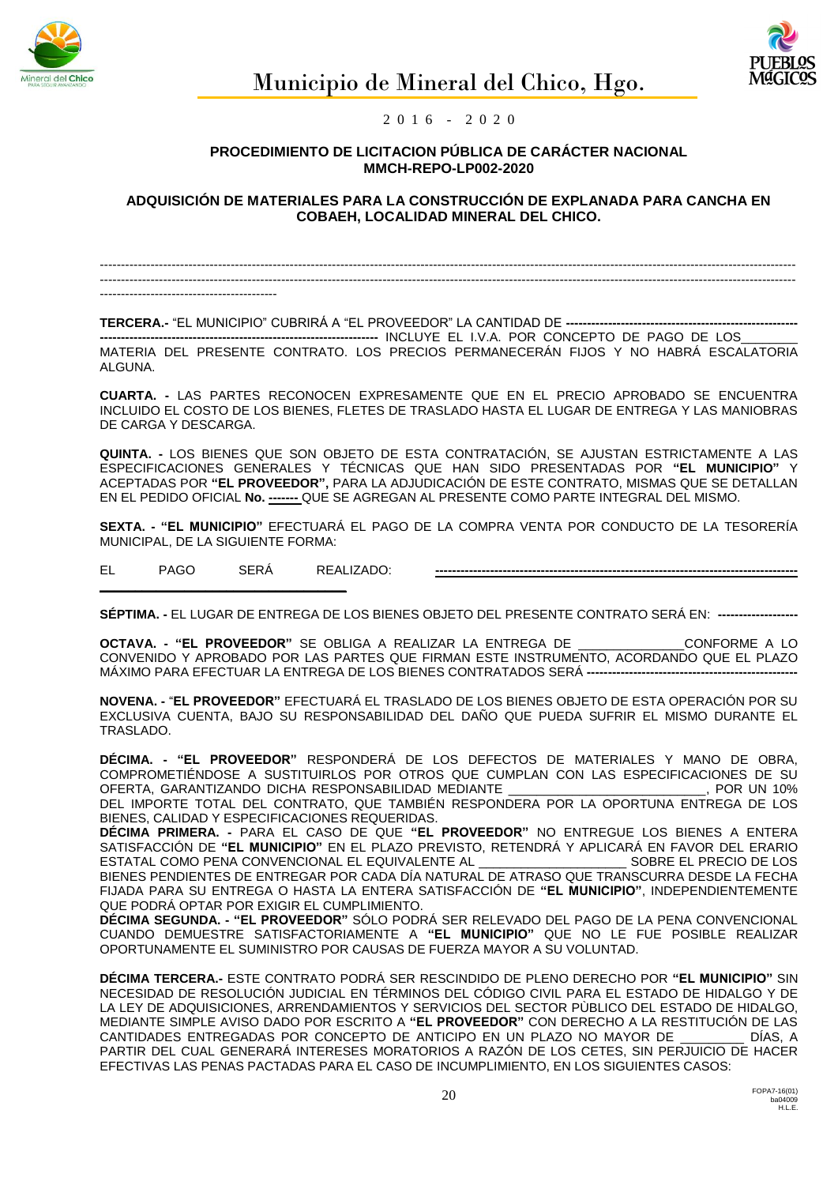**PROCEDIMIENTO DE LICITACION PÚBLICA DE CARÁCTER NACIONAL**
**MMCH-REPO-LP002-2020**

**ADQUISICIÓN DE MATERIALES PARA LA CONSTRUCCIÓN DE EXPLANADA PARA CANCHA EN COBAEH, LOCALIDAD MINERAL DEL CHICO.**

------------------------------------------------------------------------------------------------------------------------------------------------------------------------------------------------------------------------------------------------------------------------------------------------------------------------------------------------------------------------------

**TERCERA.-** "EL MUNICIPIO" CUBRIRÁ A "EL PROVEEDOR" LA CANTIDAD DE ------------------------------------------------------------------------------------------------------------------ INCLUYE EL I.V.A. POR CONCEPTO DE PAGO DE LOS________ MATERIA DEL PRESENTE CONTRATO. LOS PRECIOS PERMANECERÁN FIJOS Y NO HABRÁ ESCALATORIA ALGUNA.

**CUARTA. -** LAS PARTES RECONOCEN EXPRESAMENTE QUE EN EL PRECIO APROBADO SE ENCUENTRA INCLUIDO EL COSTO DE LOS BIENES, FLETES DE TRASLADO HASTA EL LUGAR DE ENTREGA Y LAS MANIOBRAS DE CARGA Y DESCARGA.

**QUINTA. -** LOS BIENES QUE SON OBJETO DE ESTA CONTRATACIÓN, SE AJUSTAN ESTRICTAMENTE A LAS ESPECIFICACIONES GENERALES Y TÉCNICAS QUE HAN SIDO PRESENTADAS POR **"EL MUNICIPIO"** Y ACEPTADAS POR **"EL PROVEEDOR",** PARA LA ADJUDICACIÓN DE ESTE CONTRATO, MISMAS QUE SE DETALLAN EN EL PEDIDO OFICIAL **No. -------** QUE SE AGREGAN AL PRESENTE COMO PARTE INTEGRAL DEL MISMO.

**SEXTA. - "EL MUNICIPIO"** EFECTUARÁ EL PAGO DE LA COMPRA VENTA POR CONDUCTO DE LA TESORERÍA MUNICIPAL, DE LA SIGUIENTE FORMA:

EL PAGO SERÁ REALIZADO: -------------------------------------------------------------------------------------

**SÉPTIMA. -** EL LUGAR DE ENTREGA DE LOS BIENES OBJETO DEL PRESENTE CONTRATO SERÁ EN: -------------------

**OCTAVA. - "EL PROVEEDOR"** SE OBLIGA A REALIZAR LA ENTREGA DE _______________CONFORME A LO CONVENIDO Y APROBADO POR LAS PARTES QUE FIRMAN ESTE INSTRUMENTO, ACORDANDO QUE EL PLAZO MÁXIMO PARA EFECTUAR LA ENTREGA DE LOS BIENES CONTRATADOS SERÁ --------------------------------------------------

**NOVENA. -** "**EL PROVEEDOR"** EFECTUARÁ EL TRASLADO DE LOS BIENES OBJETO DE ESTA OPERACIÓN POR SU EXCLUSIVA CUENTA, BAJO SU RESPONSABILIDAD DEL DAÑO QUE PUEDA SUFRIR EL MISMO DURANTE EL TRASLADO.

**DÉCIMA. - "EL PROVEEDOR"** RESPONDERÁ DE LOS DEFECTOS DE MATERIALES Y MANO DE OBRA, COMPROMETIÉNDOSE A SUSTITUIRLOS POR OTROS QUE CUMPLAN CON LAS ESPECIFICACIONES DE SU OFERTA, GARANTIZANDO DICHA RESPONSABILIDAD MEDIANTE ____________________________, POR UN 10% DEL IMPORTE TOTAL DEL CONTRATO, QUE TAMBIÉN RESPONDERA POR LA OPORTUNA ENTREGA DE LOS BIENES, CALIDAD Y ESPECIFICACIONES REQUERIDAS.

**DÉCIMA PRIMERA. -** PARA EL CASO DE QUE **"EL PROVEEDOR"** NO ENTREGUE LOS BIENES A ENTERA SATISFACCIÓN DE **"EL MUNICIPIO"** EN EL PLAZO PREVISTO, RETENDRÁ Y APLICARÁ EN FAVOR DEL ERARIO ESTATAL COMO PENA CONVENCIONAL EL EQUIVALENTE AL _____________________ SOBRE EL PRECIO DE LOS BIENES PENDIENTES DE ENTREGAR POR CADA DÍA NATURAL DE ATRASO QUE TRANSCURRA DESDE LA FECHA FIJADA PARA SU ENTREGA O HASTA LA ENTERA SATISFACCIÓN DE **"EL MUNICIPIO"**, INDEPENDIENTEMENTE QUE PODRÁ OPTAR POR EXIGIR EL CUMPLIMIENTO.

**DÉCIMA SEGUNDA. - "EL PROVEEDOR"** SÓLO PODRÁ SER RELEVADO DEL PAGO DE LA PENA CONVENCIONAL CUANDO DEMUESTRE SATISFACTORIAMENTE A **"EL MUNICIPIO"** QUE NO LE FUE POSIBLE REALIZAR OPORTUNAMENTE EL SUMINISTRO POR CAUSAS DE FUERZA MAYOR A SU VOLUNTAD.

**DÉCIMA TERCERA.-** ESTE CONTRATO PODRÁ SER RESCINDIDO DE PLENO DERECHO POR **"EL MUNICIPIO"** SIN NECESIDAD DE RESOLUCIÓN JUDICIAL EN TÉRMINOS DEL CÓDIGO CIVIL PARA EL ESTADO DE HIDALGO Y DE LA LEY DE ADQUISICIONES, ARRENDAMIENTOS Y SERVICIOS DEL SECTOR PÙBLICO DEL ESTADO DE HIDALGO, MEDIANTE SIMPLE AVISO DADO POR ESCRITO A **"EL PROVEEDOR"** CON DERECHO A LA RESTITUCIÓN DE LAS CANTIDADES ENTREGADAS POR CONCEPTO DE ANTICIPO EN UN PLAZO NO MAYOR DE _________ DÍAS, A PARTIR DEL CUAL GENERARÁ INTERESES MORATORIOS A RAZÓN DE LOS CETES, SIN PERJUICIO DE HACER EFECTIVAS LAS PENAS PACTADAS PARA EL CASO DE INCUMPLIMIENTO, EN LOS SIGUIENTES CASOS: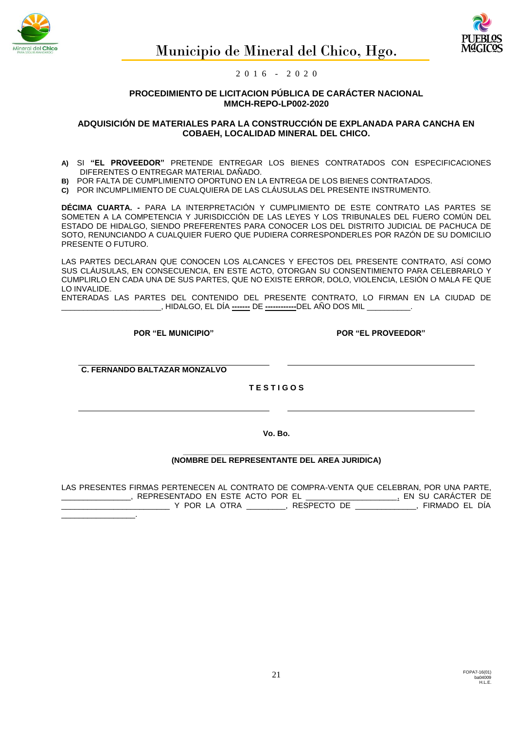**PROCEDIMIENTO DE LICITACION PÚBLICA DE CARÁCTER NACIONAL**
**MMCH-REPO-LP002-2020**

**ADQUISICIÓN DE MATERIALES PARA LA CONSTRUCCIÓN DE EXPLANADA PARA CANCHA EN COBAEH, LOCALIDAD MINERAL DEL CHICO.**

**A)** SI **"EL PROVEEDOR"** PRETENDE ENTREGAR LOS BIENES CONTRATADOS CON ESPECIFICACIONES DIFERENTES O ENTREGAR MATERIAL DAÑADO.
**B)** POR FALTA DE CUMPLIMIENTO OPORTUNO EN LA ENTREGA DE LOS BIENES CONTRATADOS.
**C)** POR INCUMPLIMIENTO DE CUALQUIERA DE LAS CLÁUSULAS DEL PRESENTE INSTRUMENTO.

**DÉCIMA CUARTA. -** PARA LA INTERPRETACIÓN Y CUMPLIMIENTO DE ESTE CONTRATO LAS PARTES SE SOMETEN A LA COMPETENCIA Y JURISDICCIÓN DE LAS LEYES Y LOS TRIBUNALES DEL FUERO COMÚN DEL ESTADO DE HIDALGO, SIENDO PREFERENTES PARA CONOCER LOS DEL DISTRITO JUDICIAL DE PACHUCA DE SOTO, RENUNCIANDO A CUALQUIER FUERO QUE PUDIERA CORRESPONDERLES POR RAZÓN DE SU DOMICILIO PRESENTE O FUTURO.

LAS PARTES DECLARAN QUE CONOCEN LOS ALCANCES Y EFECTOS DEL PRESENTE CONTRATO, ASÍ COMO SUS CLÁUSULAS, EN CONSECUENCIA, EN ESTE ACTO, OTORGAN SU CONSENTIMIENTO PARA CELEBRARLO Y CUMPLIRLO EN CADA UNA DE SUS PARTES, QUE NO EXISTE ERROR, DOLO, VIOLENCIA, LESIÓN O MALA FE QUE LO INVALIDE.
ENTERADAS LAS PARTES DEL CONTENIDO DEL PRESENTE CONTRATO, LO FIRMAN EN LA CIUDAD DE ______________________, HIDALGO, EL DÍA ------- DE ------------DEL AÑO DOS MIL __________.

**POR "EL MUNICIPIO"** **POR "EL PROVEEDOR"**

______________________________ ______________________________
**C. FERNANDO BALTAZAR MONZALVO**

**TESTIGOS**

______________________________ ______________________________

**Vo. Bo.**

______________________________
**(NOMBRE DEL REPRESENTANTE DEL AREA JURIDICA)**

LAS PRESENTES FIRMAS PERTENECEN AL CONTRATO DE COMPRA-VENTA QUE CELEBRAN, POR UNA PARTE, _______________, REPRESENTADO EN ESTE ACTO POR EL ____________________, EN SU CARÁCTER DE ________________________ Y POR LA OTRA ________, RESPECTO DE ______________, FIRMADO EL DÍA _________________.

FOPA7-16(01)
ba04009
H.L.E.